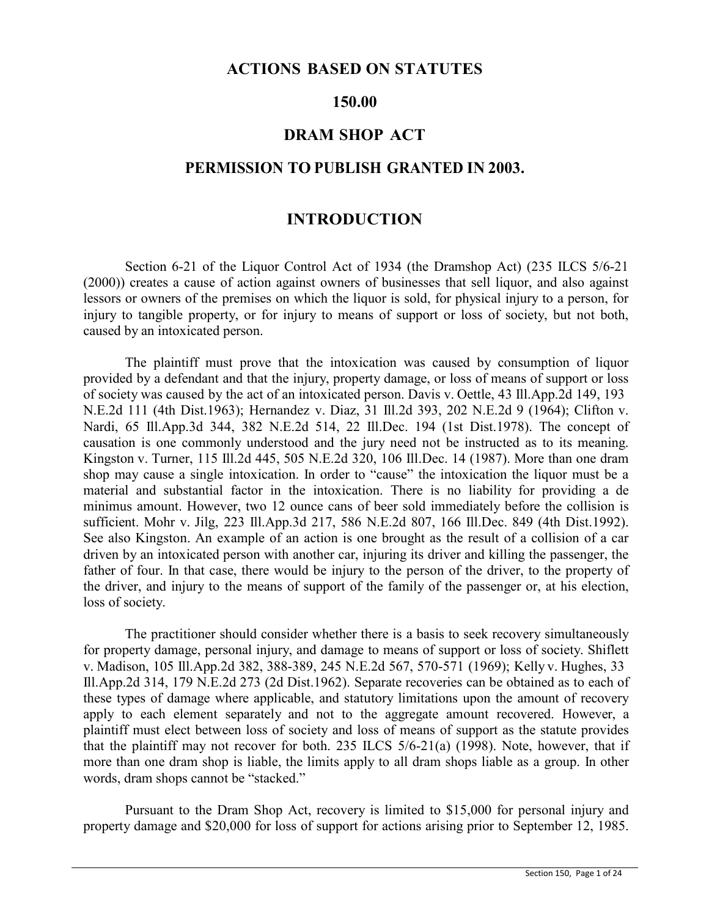# ACTIONS BASED ON STATUTES

# 150.00

# DRAM SHOP ACT

# PERMISSION TO PUBLISH GRANTED IN 2003.

## INTRODUCTION

Section 6-21 of the Liquor Control Act of 1934 (the Dramshop Act) (235 ILCS 5/6-21 (2000)) creates a cause of action against owners of businesses that sell liquor, and also against lessors or owners of the premises on which the liquor is sold, for physical injury to a person, for injury to tangible property, or for injury to means of support or loss of society, but not both, caused by an intoxicated person.

The plaintiff must prove that the intoxication was caused by consumption of liquor provided by a defendant and that the injury, property damage, or loss of means of support or loss of society was caused by the act of an intoxicated person. Davis v. Oettle, 43 Ill.App.2d 149, 193 N.E.2d 111 (4th Dist.1963); Hernandez v. Diaz, 31 Ill.2d 393, 202 N.E.2d 9 (1964); Clifton v. Nardi, 65 Ill.App.3d 344, 382 N.E.2d 514, 22 Ill.Dec. 194 (1st Dist.1978). The concept of causation is one commonly understood and the jury need not be instructed as to its meaning. Kingston v. Turner, 115 Ill.2d 445, 505 N.E.2d 320, 106 Ill.Dec. 14 (1987). More than one dram shop may cause a single intoxication. In order to "cause" the intoxication the liquor must be a material and substantial factor in the intoxication. There is no liability for providing a de minimus amount. However, two 12 ounce cans of beer sold immediately before the collision is sufficient. Mohr v. Jilg, 223 Ill.App.3d 217, 586 N.E.2d 807, 166 Ill.Dec. 849 (4th Dist.1992). See also Kingston. An example of an action is one brought as the result of a collision of a car driven by an intoxicated person with another car, injuring its driver and killing the passenger, the father of four. In that case, there would be injury to the person of the driver, to the property of the driver, and injury to the means of support of the family of the passenger or, at his election, loss of society.

The practitioner should consider whether there is a basis to seek recovery simultaneously for property damage, personal injury, and damage to means of support or loss of society. Shiflett v. Madison, 105 Ill.App.2d 382, 388-389, 245 N.E.2d 567, 570-571 (1969); Kelly v. Hughes, 33 Ill.App.2d 314, 179 N.E.2d 273 (2d Dist.1962). Separate recoveries can be obtained as to each of these types of damage where applicable, and statutory limitations upon the amount of recovery apply to each element separately and not to the aggregate amount recovered. However, a plaintiff must elect between loss of society and loss of means of support as the statute provides that the plaintiff may not recover for both. 235 ILCS 5/6-21(a) (1998). Note, however, that if more than one dram shop is liable, the limits apply to all dram shops liable as a group. In other words, dram shops cannot be "stacked."

Pursuant to the Dram Shop Act, recovery is limited to $15,000 for personal injury and property damage and $20,000 for loss of support for actions arising prior to September 12, 1985.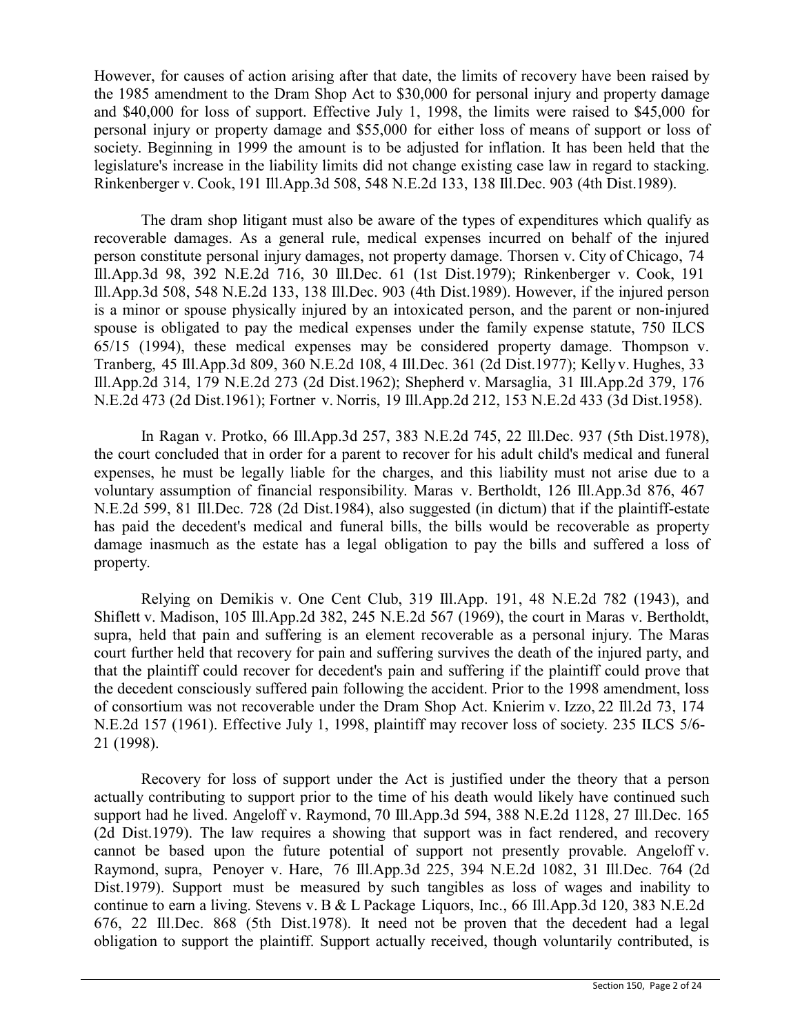However, for causes of action arising after that date, the limits of recovery have been raised by the 1985 amendment to the Dram Shop Act to $30,000 for personal injury and property damage and $40,000 for loss of support. Effective July 1, 1998, the limits were raised to $45,000 for personal injury or property damage and $55,000 for either loss of means of support or loss of society. Beginning in 1999 the amount is to be adjusted for inflation. It has been held that the legislature's increase in the liability limits did not change existing case law in regard to stacking. Rinkenberger v. Cook, 191 Ill.App.3d 508, 548 N.E.2d 133, 138 Ill.Dec. 903 (4th Dist.1989).

The dram shop litigant must also be aware of the types of expenditures which qualify as recoverable damages. As a general rule, medical expenses incurred on behalf of the injured person constitute personal injury damages, not property damage. Thorsen v. City of Chicago, 74 Ill.App.3d 98, 392 N.E.2d 716, 30 Ill.Dec. 61 (1st Dist.1979); Rinkenberger v. Cook, 191 Ill.App.3d 508, 548 N.E.2d 133, 138 Ill.Dec. 903 (4th Dist.1989). However, if the injured person is a minor or spouse physically injured by an intoxicated person, and the parent or non-injured spouse is obligated to pay the medical expenses under the family expense statute, 750 ILCS 65/15 (1994), these medical expenses may be considered property damage. Thompson v. Tranberg, 45 Ill.App.3d 809, 360 N.E.2d 108, 4 Ill.Dec. 361 (2d Dist.1977); Kelly v. Hughes, 33 Ill.App.2d 314, 179 N.E.2d 273 (2d Dist.1962); Shepherd v. Marsaglia, 31 Ill.App.2d 379, 176 N.E.2d 473 (2d Dist.1961); Fortner v. Norris, 19 Ill.App.2d 212, 153 N.E.2d 433 (3d Dist.1958).

In Ragan v. Protko, 66 Ill.App.3d 257, 383 N.E.2d 745, 22 Ill.Dec. 937 (5th Dist.1978), the court concluded that in order for a parent to recover for his adult child's medical and funeral expenses, he must be legally liable for the charges, and this liability must not arise due to a voluntary assumption of financial responsibility. Maras v. Bertholdt, 126 Ill.App.3d 876, 467 N.E.2d 599, 81 Ill.Dec. 728 (2d Dist.1984), also suggested (in dictum) that if the plaintiff-estate has paid the decedent's medical and funeral bills, the bills would be recoverable as property damage inasmuch as the estate has a legal obligation to pay the bills and suffered a loss of property.

Relying on Demikis v. One Cent Club, 319 Ill.App. 191, 48 N.E.2d 782 (1943), and Shiflett v. Madison, 105 Ill.App.2d 382, 245 N.E.2d 567 (1969), the court in Maras v. Bertholdt, supra, held that pain and suffering is an element recoverable as a personal injury. The Maras court further held that recovery for pain and suffering survives the death of the injured party, and that the plaintiff could recover for decedent's pain and suffering if the plaintiff could prove that the decedent consciously suffered pain following the accident. Prior to the 1998 amendment, loss of consortium was not recoverable under the Dram Shop Act. Knierim v. Izzo, 22 Ill.2d 73, 174 N.E.2d 157 (1961). Effective July 1, 1998, plaintiff may recover loss of society. 235 ILCS 5/6-21 (1998).

Recovery for loss of support under the Act is justified under the theory that a person actually contributing to support prior to the time of his death would likely have continued such support had he lived. Angeloff v. Raymond, 70 Ill.App.3d 594, 388 N.E.2d 1128, 27 Ill.Dec. 165 (2d Dist.1979). The law requires a showing that support was in fact rendered, and recovery cannot be based upon the future potential of support not presently provable. Angeloff v. Raymond, supra, Penoyer v. Hare, 76 Ill.App.3d 225, 394 N.E.2d 1082, 31 Ill.Dec. 764 (2d Dist.1979). Support must be measured by such tangibles as loss of wages and inability to continue to earn a living. Stevens v. B & L Package Liquors, Inc., 66 Ill.App.3d 120, 383 N.E.2d 676, 22 Ill.Dec. 868 (5th Dist.1978). It need not be proven that the decedent had a legal obligation to support the plaintiff. Support actually received, though voluntarily contributed, is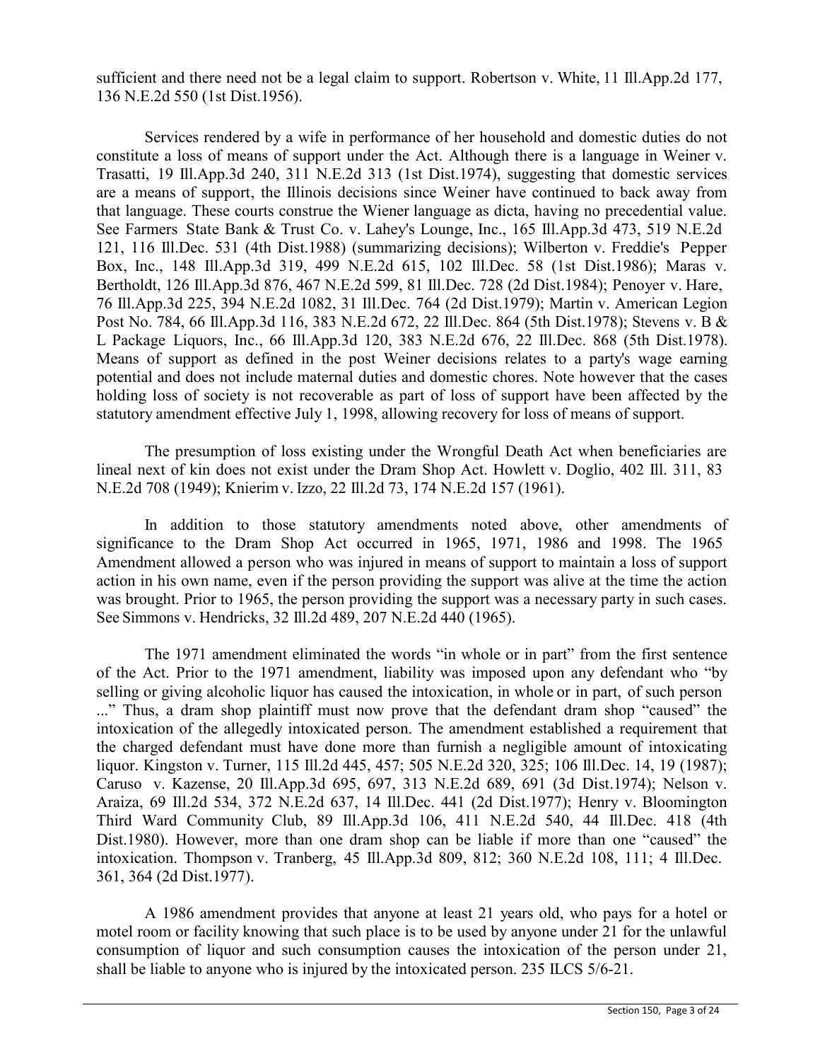sufficient and there need not be a legal claim to support. Robertson v. White, 11 Ill.App.2d 177, 136 N.E.2d 550 (1st Dist.1956).

Services rendered by a wife in performance of her household and domestic duties do not constitute a loss of means of support under the Act. Although there is a language in Weiner v. Trasatti, 19 Ill.App.3d 240, 311 N.E.2d 313 (1st Dist.1974), suggesting that domestic services are a means of support, the Illinois decisions since Weiner have continued to back away from that language. These courts construe the Wiener language as dicta, having no precedential value. See Farmers State Bank & Trust Co. v. Lahey's Lounge, Inc., 165 Ill.App.3d 473, 519 N.E.2d 121, 116 Ill.Dec. 531 (4th Dist.1988) (summarizing decisions); Wilberton v. Freddie's Pepper Box, Inc., 148 Ill.App.3d 319, 499 N.E.2d 615, 102 Ill.Dec. 58 (1st Dist.1986); Maras v. Bertholdt, 126 Ill.App.3d 876, 467 N.E.2d 599, 81 Ill.Dec. 728 (2d Dist.1984); Penoyer v. Hare, 76 Ill.App.3d 225, 394 N.E.2d 1082, 31 Ill.Dec. 764 (2d Dist.1979); Martin v. American Legion Post No. 784, 66 Ill.App.3d 116, 383 N.E.2d 672, 22 Ill.Dec. 864 (5th Dist.1978); Stevens v. B & L Package Liquors, Inc., 66 Ill.App.3d 120, 383 N.E.2d 676, 22 Ill.Dec. 868 (5th Dist.1978). Means of support as defined in the post Weiner decisions relates to a party's wage earning potential and does not include maternal duties and domestic chores. Note however that the cases holding loss of society is not recoverable as part of loss of support have been affected by the statutory amendment effective July 1, 1998, allowing recovery for loss of means of support.

The presumption of loss existing under the Wrongful Death Act when beneficiaries are lineal next of kin does not exist under the Dram Shop Act. Howlett v. Doglio, 402 Ill. 311, 83 N.E.2d 708 (1949); Knierim v. Izzo, 22 Ill.2d 73, 174 N.E.2d 157 (1961).

In addition to those statutory amendments noted above, other amendments of significance to the Dram Shop Act occurred in 1965, 1971, 1986 and 1998. The 1965 Amendment allowed a person who was injured in means of support to maintain a loss of support action in his own name, even if the person providing the support was alive at the time the action was brought. Prior to 1965, the person providing the support was a necessary party in such cases. See Simmons v. Hendricks, 32 Ill.2d 489, 207 N.E.2d 440 (1965).

The 1971 amendment eliminated the words "in whole or in part" from the first sentence of the Act. Prior to the 1971 amendment, liability was imposed upon any defendant who "by selling or giving alcoholic liquor has caused the intoxication, in whole or in part, of such person ..." Thus, a dram shop plaintiff must now prove that the defendant dram shop "caused" the intoxication of the allegedly intoxicated person. The amendment established a requirement that the charged defendant must have done more than furnish a negligible amount of intoxicating liquor. Kingston v. Turner, 115 Ill.2d 445, 457; 505 N.E.2d 320, 325; 106 Ill.Dec. 14, 19 (1987); Caruso v. Kazense, 20 Ill.App.3d 695, 697, 313 N.E.2d 689, 691 (3d Dist.1974); Nelson v. Araiza, 69 Ill.2d 534, 372 N.E.2d 637, 14 Ill.Dec. 441 (2d Dist.1977); Henry v. Bloomington Third Ward Community Club, 89 Ill.App.3d 106, 411 N.E.2d 540, 44 Ill.Dec. 418 (4th Dist.1980). However, more than one dram shop can be liable if more than one "caused" the intoxication. Thompson v. Tranberg, 45 Ill.App.3d 809, 812; 360 N.E.2d 108, 111; 4 Ill.Dec. 361, 364 (2d Dist.1977).

A 1986 amendment provides that anyone at least 21 years old, who pays for a hotel or motel room or facility knowing that such place is to be used by anyone under 21 for the unlawful consumption of liquor and such consumption causes the intoxication of the person under 21, shall be liable to anyone who is injured by the intoxicated person. 235 ILCS 5/6-21.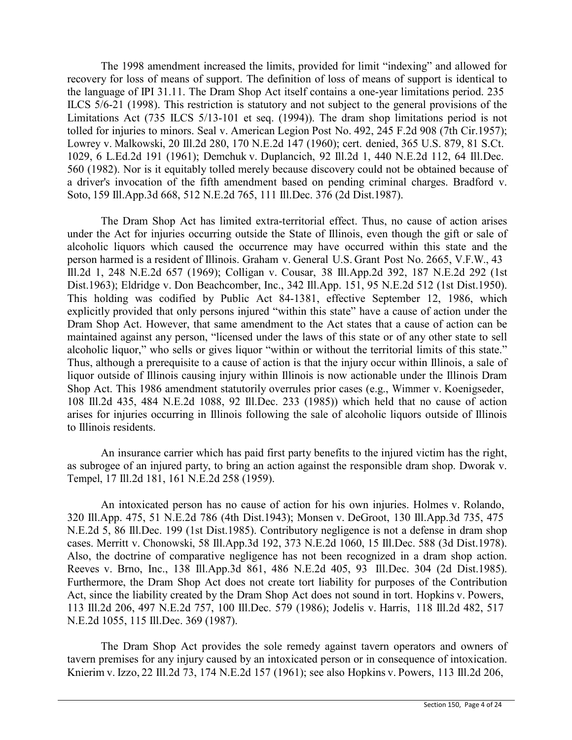The 1998 amendment increased the limits, provided for limit "indexing" and allowed for recovery for loss of means of support. The definition of loss of means of support is identical to the language of IPI 31.11. The Dram Shop Act itself contains a one-year limitations period. 235 ILCS 5/6-21 (1998). This restriction is statutory and not subject to the general provisions of the Limitations Act (735 ILCS 5/13-101 et seq. (1994)). The dram shop limitations period is not tolled for injuries to minors. Seal v. American Legion Post No. 492, 245 F.2d 908 (7th Cir.1957); Lowrey v. Malkowski, 20 Ill.2d 280, 170 N.E.2d 147 (1960); cert. denied, 365 U.S. 879, 81 S.Ct. 1029, 6 L.Ed.2d 191 (1961); Demchuk v. Duplancich, 92 Ill.2d 1, 440 N.E.2d 112, 64 Ill.Dec. 560 (1982). Nor is it equitably tolled merely because discovery could not be obtained because of a driver's invocation of the fifth amendment based on pending criminal charges. Bradford v. Soto, 159 Ill.App.3d 668, 512 N.E.2d 765, 111 Ill.Dec. 376 (2d Dist.1987).

The Dram Shop Act has limited extra-territorial effect. Thus, no cause of action arises under the Act for injuries occurring outside the State of Illinois, even though the gift or sale of alcoholic liquors which caused the occurrence may have occurred within this state and the person harmed is a resident of Illinois. Graham v. General U.S. Grant Post No. 2665, V.F.W., 43 Ill.2d 1, 248 N.E.2d 657 (1969); Colligan v. Cousar, 38 Ill.App.2d 392, 187 N.E.2d 292 (1st Dist.1963); Eldridge v. Don Beachcomber, Inc., 342 Ill.App. 151, 95 N.E.2d 512 (1st Dist.1950). This holding was codified by Public Act 84-1381, effective September 12, 1986, which explicitly provided that only persons injured "within this state" have a cause of action under the Dram Shop Act. However, that same amendment to the Act states that a cause of action can be maintained against any person, "licensed under the laws of this state or of any other state to sell alcoholic liquor," who sells or gives liquor "within or without the territorial limits of this state." Thus, although a prerequisite to a cause of action is that the injury occur within Illinois, a sale of liquor outside of Illinois causing injury within Illinois is now actionable under the Illinois Dram Shop Act. This 1986 amendment statutorily overrules prior cases (e.g., Wimmer v. Koenigseder, 108 Ill.2d 435, 484 N.E.2d 1088, 92 Ill.Dec. 233 (1985)) which held that no cause of action arises for injuries occurring in Illinois following the sale of alcoholic liquors outside of Illinois to Illinois residents.

An insurance carrier which has paid first party benefits to the injured victim has the right, as subrogee of an injured party, to bring an action against the responsible dram shop. Dworak v. Tempel, 17 Ill.2d 181, 161 N.E.2d 258 (1959).

An intoxicated person has no cause of action for his own injuries. Holmes v. Rolando, 320 Ill.App. 475, 51 N.E.2d 786 (4th Dist.1943); Monsen v. DeGroot, 130 Ill.App.3d 735, 475 N.E.2d 5, 86 Ill.Dec. 199 (1st Dist.1985). Contributory negligence is not a defense in dram shop cases. Merritt v. Chonowski, 58 Ill.App.3d 192, 373 N.E.2d 1060, 15 Ill.Dec. 588 (3d Dist.1978). Also, the doctrine of comparative negligence has not been recognized in a dram shop action. Reeves v. Brno, Inc., 138 Ill.App.3d 861, 486 N.E.2d 405, 93 Ill.Dec. 304 (2d Dist.1985). Furthermore, the Dram Shop Act does not create tort liability for purposes of the Contribution Act, since the liability created by the Dram Shop Act does not sound in tort. Hopkins v. Powers, 113 Ill.2d 206, 497 N.E.2d 757, 100 Ill.Dec. 579 (1986); Jodelis v. Harris, 118 Ill.2d 482, 517 N.E.2d 1055, 115 Ill.Dec. 369 (1987).

The Dram Shop Act provides the sole remedy against tavern operators and owners of tavern premises for any injury caused by an intoxicated person or in consequence of intoxication. Knierim v. Izzo, 22 Ill.2d 73, 174 N.E.2d 157 (1961); see also Hopkins v. Powers, 113 Ill.2d 206,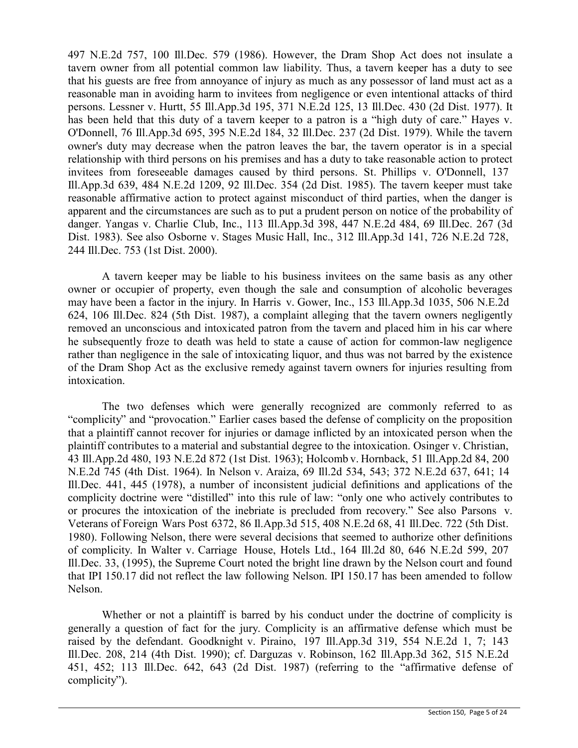497 N.E.2d 757, 100 Ill.Dec. 579 (1986). However, the Dram Shop Act does not insulate a tavern owner from all potential common law liability. Thus, a tavern keeper has a duty to see that his guests are free from annoyance of injury as much as any possessor of land must act as a reasonable man in avoiding harm to invitees from negligence or even intentional attacks of third persons. Lessner v. Hurtt, 55 Ill.App.3d 195, 371 N.E.2d 125, 13 Ill.Dec. 430 (2d Dist. 1977). It has been held that this duty of a tavern keeper to a patron is a "high duty of care." Hayes v. O'Donnell, 76 Ill.App.3d 695, 395 N.E.2d 184, 32 Ill.Dec. 237 (2d Dist. 1979). While the tavern owner's duty may decrease when the patron leaves the bar, the tavern operator is in a special relationship with third persons on his premises and has a duty to take reasonable action to protect invitees from foreseeable damages caused by third persons. St. Phillips v. O'Donnell, 137 Ill.App.3d 639, 484 N.E.2d 1209, 92 Ill.Dec. 354 (2d Dist. 1985). The tavern keeper must take reasonable affirmative action to protect against misconduct of third parties, when the danger is apparent and the circumstances are such as to put a prudent person on notice of the probability of danger. Yangas v. Charlie Club, Inc., 113 Ill.App.3d 398, 447 N.E.2d 484, 69 Ill.Dec. 267 (3d Dist. 1983). See also Osborne v. Stages Music Hall, Inc., 312 Ill.App.3d 141, 726 N.E.2d 728, 244 Ill.Dec. 753 (1st Dist. 2000).

A tavern keeper may be liable to his business invitees on the same basis as any other owner or occupier of property, even though the sale and consumption of alcoholic beverages may have been a factor in the injury. In Harris v. Gower, Inc., 153 Ill.App.3d 1035, 506 N.E.2d 624, 106 Ill.Dec. 824 (5th Dist. 1987), a complaint alleging that the tavern owners negligently removed an unconscious and intoxicated patron from the tavern and placed him in his car where he subsequently froze to death was held to state a cause of action for common-law negligence rather than negligence in the sale of intoxicating liquor, and thus was not barred by the existence of the Dram Shop Act as the exclusive remedy against tavern owners for injuries resulting from intoxication.

The two defenses which were generally recognized are commonly referred to as "complicity" and "provocation." Earlier cases based the defense of complicity on the proposition that a plaintiff cannot recover for injuries or damage inflicted by an intoxicated person when the plaintiff contributes to a material and substantial degree to the intoxication. Osinger v. Christian, 43 Ill.App.2d 480, 193 N.E.2d 872 (1st Dist. 1963); Holcomb v. Hornback, 51 Ill.App.2d 84, 200 N.E.2d 745 (4th Dist. 1964). In Nelson v. Araiza, 69 Ill.2d 534, 543; 372 N.E.2d 637, 641; 14 Ill.Dec. 441, 445 (1978), a number of inconsistent judicial definitions and applications of the complicity doctrine were "distilled" into this rule of law: "only one who actively contributes to or procures the intoxication of the inebriate is precluded from recovery." See also Parsons v. Veterans of Foreign Wars Post 6372, 86 Il.App.3d 515, 408 N.E.2d 68, 41 Ill.Dec. 722 (5th Dist. 1980). Following Nelson, there were several decisions that seemed to authorize other definitions of complicity. In Walter v. Carriage House, Hotels Ltd., 164 Ill.2d 80, 646 N.E.2d 599, 207 Ill.Dec. 33, (1995), the Supreme Court noted the bright line drawn by the Nelson court and found that IPI 150.17 did not reflect the law following Nelson. IPI 150.17 has been amended to follow Nelson.

Whether or not a plaintiff is barred by his conduct under the doctrine of complicity is generally a question of fact for the jury. Complicity is an affirmative defense which must be raised by the defendant. Goodknight v. Piraino, 197 Ill.App.3d 319, 554 N.E.2d 1, 7; 143 Ill.Dec. 208, 214 (4th Dist. 1990); cf. Darguzas v. Robinson, 162 Ill.App.3d 362, 515 N.E.2d 451, 452; 113 Ill.Dec. 642, 643 (2d Dist. 1987) (referring to the "affirmative defense of complicity").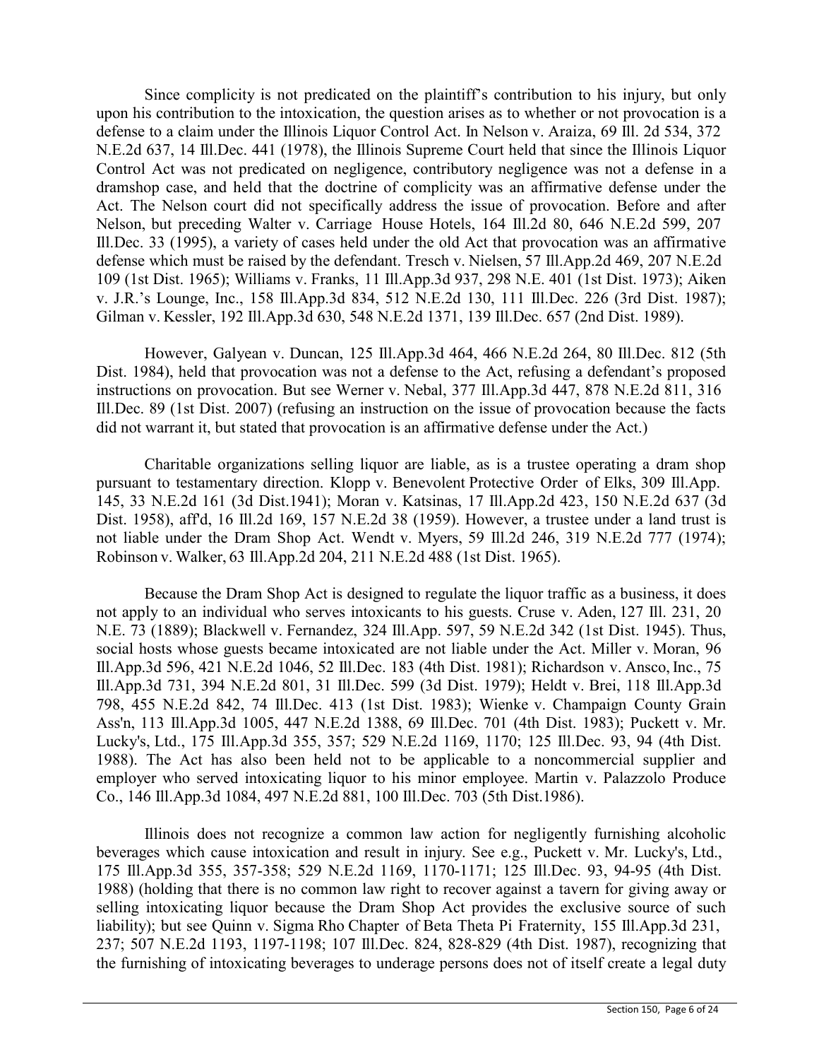Since complicity is not predicated on the plaintiff's contribution to his injury, but only upon his contribution to the intoxication, the question arises as to whether or not provocation is a defense to a claim under the Illinois Liquor Control Act. In Nelson v. Araiza, 69 Ill. 2d 534, 372 N.E.2d 637, 14 Ill.Dec. 441 (1978), the Illinois Supreme Court held that since the Illinois Liquor Control Act was not predicated on negligence, contributory negligence was not a defense in a dramshop case, and held that the doctrine of complicity was an affirmative defense under the Act. The Nelson court did not specifically address the issue of provocation. Before and after Nelson, but preceding Walter v. Carriage House Hotels, 164 Ill.2d 80, 646 N.E.2d 599, 207 Ill.Dec. 33 (1995), a variety of cases held under the old Act that provocation was an affirmative defense which must be raised by the defendant. Tresch v. Nielsen, 57 Ill.App.2d 469, 207 N.E.2d 109 (1st Dist. 1965); Williams v. Franks, 11 Ill.App.3d 937, 298 N.E. 401 (1st Dist. 1973); Aiken v. J.R.'s Lounge, Inc., 158 Ill.App.3d 834, 512 N.E.2d 130, 111 Ill.Dec. 226 (3rd Dist. 1987); Gilman v. Kessler, 192 Ill.App.3d 630, 548 N.E.2d 1371, 139 Ill.Dec. 657 (2nd Dist. 1989).

However, Galyean v. Duncan, 125 Ill.App.3d 464, 466 N.E.2d 264, 80 Ill.Dec. 812 (5th Dist. 1984), held that provocation was not a defense to the Act, refusing a defendant's proposed instructions on provocation. But see Werner v. Nebal, 377 Ill.App.3d 447, 878 N.E.2d 811, 316 Ill.Dec. 89 (1st Dist. 2007) (refusing an instruction on the issue of provocation because the facts did not warrant it, but stated that provocation is an affirmative defense under the Act.)

Charitable organizations selling liquor are liable, as is a trustee operating a dram shop pursuant to testamentary direction. Klopp v. Benevolent Protective Order of Elks, 309 Ill.App. 145, 33 N.E.2d 161 (3d Dist.1941); Moran v. Katsinas, 17 Ill.App.2d 423, 150 N.E.2d 637 (3d Dist. 1958), aff'd, 16 Ill.2d 169, 157 N.E.2d 38 (1959). However, a trustee under a land trust is not liable under the Dram Shop Act. Wendt v. Myers, 59 Ill.2d 246, 319 N.E.2d 777 (1974); Robinson v. Walker, 63 Ill.App.2d 204, 211 N.E.2d 488 (1st Dist. 1965).

Because the Dram Shop Act is designed to regulate the liquor traffic as a business, it does not apply to an individual who serves intoxicants to his guests. Cruse v. Aden, 127 Ill. 231, 20 N.E. 73 (1889); Blackwell v. Fernandez, 324 Ill.App. 597, 59 N.E.2d 342 (1st Dist. 1945). Thus, social hosts whose guests became intoxicated are not liable under the Act. Miller v. Moran, 96 Ill.App.3d 596, 421 N.E.2d 1046, 52 Ill.Dec. 183 (4th Dist. 1981); Richardson v. Ansco, Inc., 75 Ill.App.3d 731, 394 N.E.2d 801, 31 Ill.Dec. 599 (3d Dist. 1979); Heldt v. Brei, 118 Ill.App.3d 798, 455 N.E.2d 842, 74 Ill.Dec. 413 (1st Dist. 1983); Wienke v. Champaign County Grain Ass'n, 113 Ill.App.3d 1005, 447 N.E.2d 1388, 69 Ill.Dec. 701 (4th Dist. 1983); Puckett v. Mr. Lucky's, Ltd., 175 Ill.App.3d 355, 357; 529 N.E.2d 1169, 1170; 125 Ill.Dec. 93, 94 (4th Dist. 1988). The Act has also been held not to be applicable to a noncommercial supplier and employer who served intoxicating liquor to his minor employee. Martin v. Palazzolo Produce Co., 146 Ill.App.3d 1084, 497 N.E.2d 881, 100 Ill.Dec. 703 (5th Dist.1986).

Illinois does not recognize a common law action for negligently furnishing alcoholic beverages which cause intoxication and result in injury. See e.g., Puckett v. Mr. Lucky's, Ltd., 175 Ill.App.3d 355, 357-358; 529 N.E.2d 1169, 1170-1171; 125 Ill.Dec. 93, 94-95 (4th Dist. 1988) (holding that there is no common law right to recover against a tavern for giving away or selling intoxicating liquor because the Dram Shop Act provides the exclusive source of such liability); but see Quinn v. Sigma Rho Chapter of Beta Theta Pi Fraternity, 155 Ill.App.3d 231, 237; 507 N.E.2d 1193, 1197-1198; 107 Ill.Dec. 824, 828-829 (4th Dist. 1987), recognizing that the furnishing of intoxicating beverages to underage persons does not of itself create a legal duty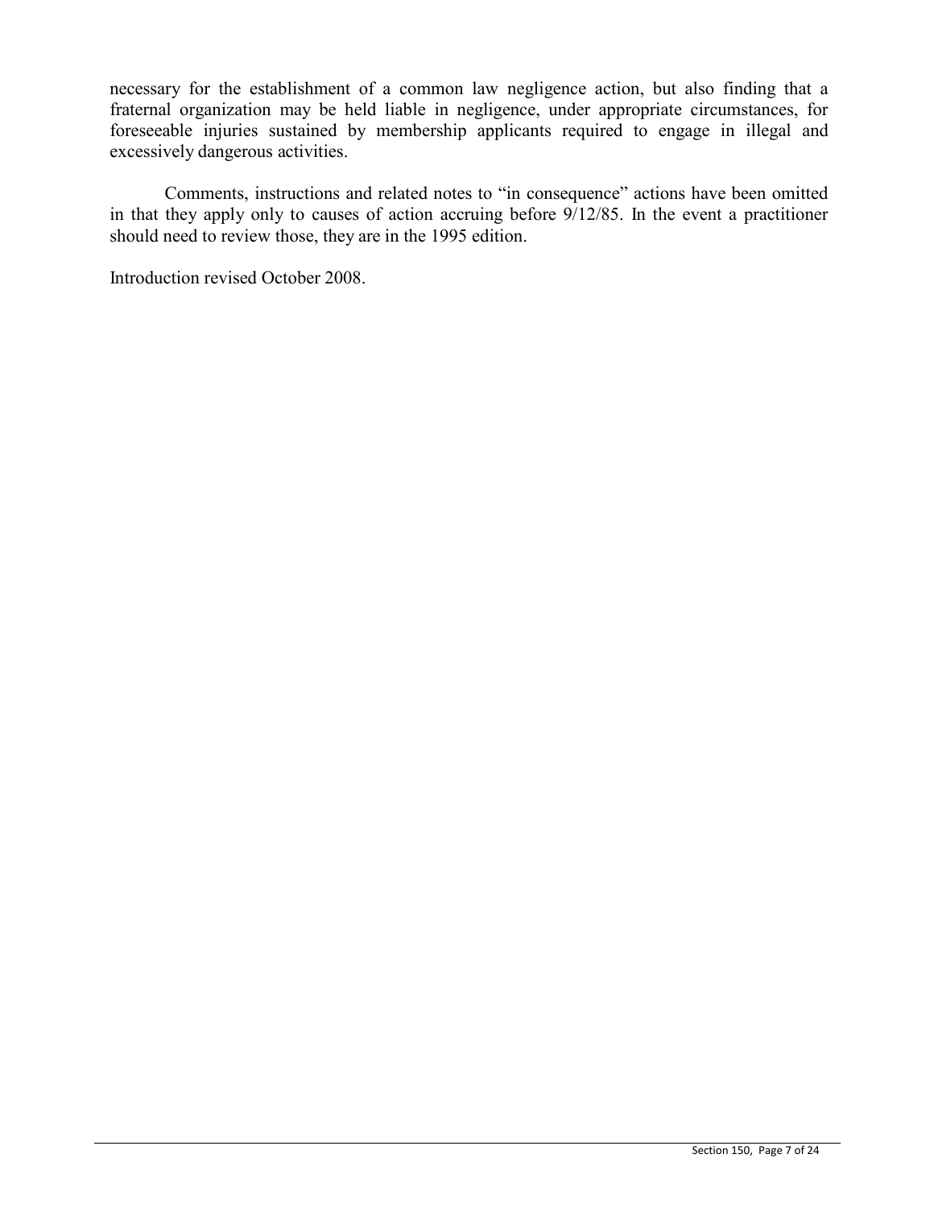necessary for the establishment of a common law negligence action, but also finding that a fraternal organization may be held liable in negligence, under appropriate circumstances, for foreseeable injuries sustained by membership applicants required to engage in illegal and excessively dangerous activities.

Comments, instructions and related notes to "in consequence" actions have been omitted in that they apply only to causes of action accruing before 9/12/85. In the event a practitioner should need to review those, they are in the 1995 edition.

Introduction revised October 2008.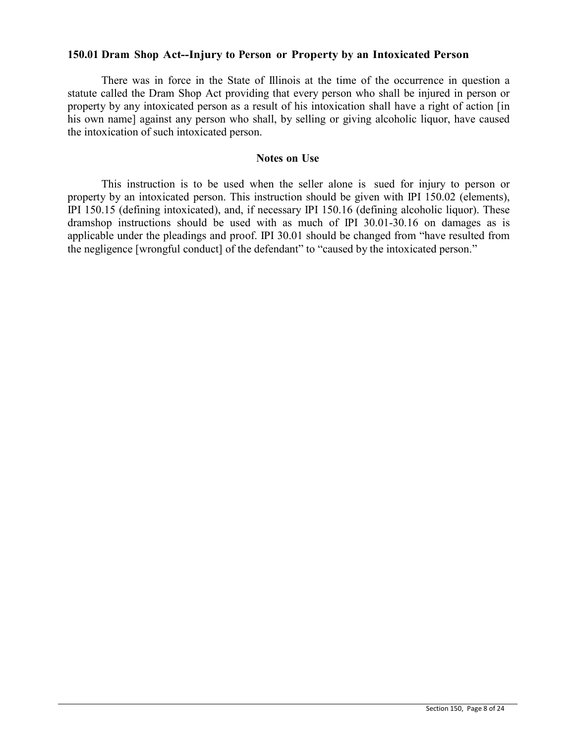### 150.01 Dram Shop Act--Injury to Person or Property by an Intoxicated Person

There was in force in the State of Illinois at the time of the occurrence in question a statute called the Dram Shop Act providing that every person who shall be injured in person or property by any intoxicated person as a result of his intoxication shall have a right of action [in his own name] against any person who shall, by selling or giving alcoholic liquor, have caused the intoxication of such intoxicated person.

#### Notes on Use

This instruction is to be used when the seller alone is sued for injury to person or property by an intoxicated person. This instruction should be given with IPI 150.02 (elements), IPI 150.15 (defining intoxicated), and, if necessary IPI 150.16 (defining alcoholic liquor). These dramshop instructions should be used with as much of IPI 30.01-30.16 on damages as is applicable under the pleadings and proof. IPI 30.01 should be changed from "have resulted from the negligence [wrongful conduct] of the defendant" to "caused by the intoxicated person."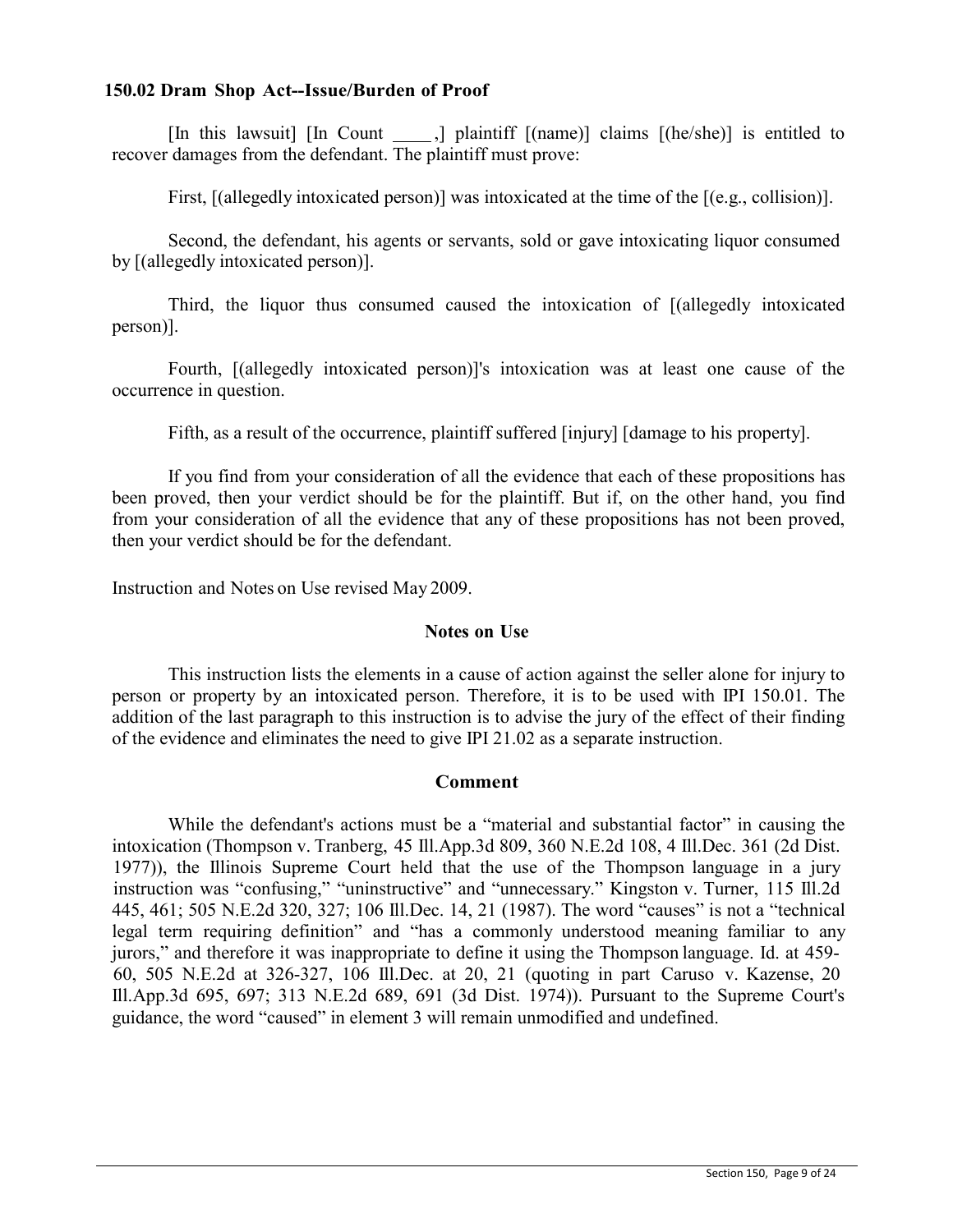**150.02 Dram Shop Act--Issue/Burden of Proof**

[In this lawsuit] [In Count ____,] plaintiff [(name)] claims [(he/she)] is entitled to recover damages from the defendant. The plaintiff must prove:

First, [(allegedly intoxicated person)] was intoxicated at the time of the [(e.g., collision)].

Second, the defendant, his agents or servants, sold or gave intoxicating liquor consumed by [(allegedly intoxicated person)].

Third, the liquor thus consumed caused the intoxication of [(allegedly intoxicated person)].

Fourth, [(allegedly intoxicated person)]'s intoxication was at least one cause of the occurrence in question.

Fifth, as a result of the occurrence, plaintiff suffered [injury] [damage to his property].

If you find from your consideration of all the evidence that each of these propositions has been proved, then your verdict should be for the plaintiff. But if, on the other hand, you find from your consideration of all the evidence that any of these propositions has not been proved, then your verdict should be for the defendant.

Instruction and Notes on Use revised May 2009.

### Notes on Use

This instruction lists the elements in a cause of action against the seller alone for injury to person or property by an intoxicated person. Therefore, it is to be used with IPI 150.01. The addition of the last paragraph to this instruction is to advise the jury of the effect of their finding of the evidence and eliminates the need to give IPI 21.02 as a separate instruction.

### Comment

While the defendant's actions must be a "material and substantial factor" in causing the intoxication (Thompson v. Tranberg, 45 Ill.App.3d 809, 360 N.E.2d 108, 4 Ill.Dec. 361 (2d Dist. 1977)), the Illinois Supreme Court held that the use of the Thompson language in a jury instruction was "confusing," "uninstructive" and "unnecessary." Kingston v. Turner, 115 Ill.2d 445, 461; 505 N.E.2d 320, 327; 106 Ill.Dec. 14, 21 (1987). The word "causes" is not a "technical legal term requiring definition" and "has a commonly understood meaning familiar to any jurors," and therefore it was inappropriate to define it using the Thompson language. Id. at 459-60, 505 N.E.2d at 326-327, 106 Ill.Dec. at 20, 21 (quoting in part Caruso v. Kazense, 20 Ill.App.3d 695, 697; 313 N.E.2d 689, 691 (3d Dist. 1974)). Pursuant to the Supreme Court's guidance, the word "caused" in element 3 will remain unmodified and undefined.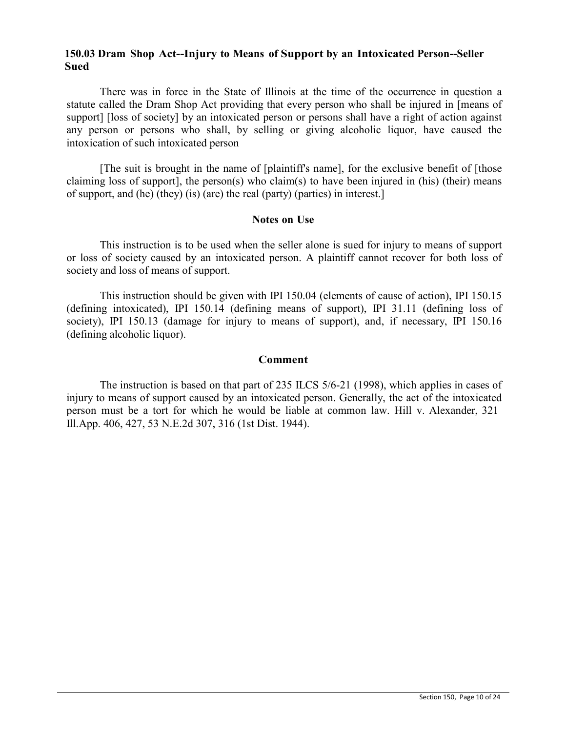**150.03 Dram Shop Act--Injury to Means of Support by an Intoxicated Person--Seller Sued**

There was in force in the State of Illinois at the time of the occurrence in question a statute called the Dram Shop Act providing that every person who shall be injured in [means of support] [loss of society] by an intoxicated person or persons shall have a right of action against any person or persons who shall, by selling or giving alcoholic liquor, have caused the intoxication of such intoxicated person

[The suit is brought in the name of [plaintiff's name], for the exclusive benefit of [those claiming loss of support], the person(s) who claim(s) to have been injured in (his) (their) means of support, and (he) (they) (is) (are) the real (party) (parties) in interest.]

## Notes on Use

This instruction is to be used when the seller alone is sued for injury to means of support or loss of society caused by an intoxicated person. A plaintiff cannot recover for both loss of society and loss of means of support.

This instruction should be given with IPI 150.04 (elements of cause of action), IPI 150.15 (defining intoxicated), IPI 150.14 (defining means of support), IPI 31.11 (defining loss of society), IPI 150.13 (damage for injury to means of support), and, if necessary, IPI 150.16 (defining alcoholic liquor).

## Comment

The instruction is based on that part of 235 ILCS 5/6-21 (1998), which applies in cases of injury to means of support caused by an intoxicated person. Generally, the act of the intoxicated person must be a tort for which he would be liable at common law. Hill v. Alexander, 321 Ill.App. 406, 427, 53 N.E.2d 307, 316 (1st Dist. 1944).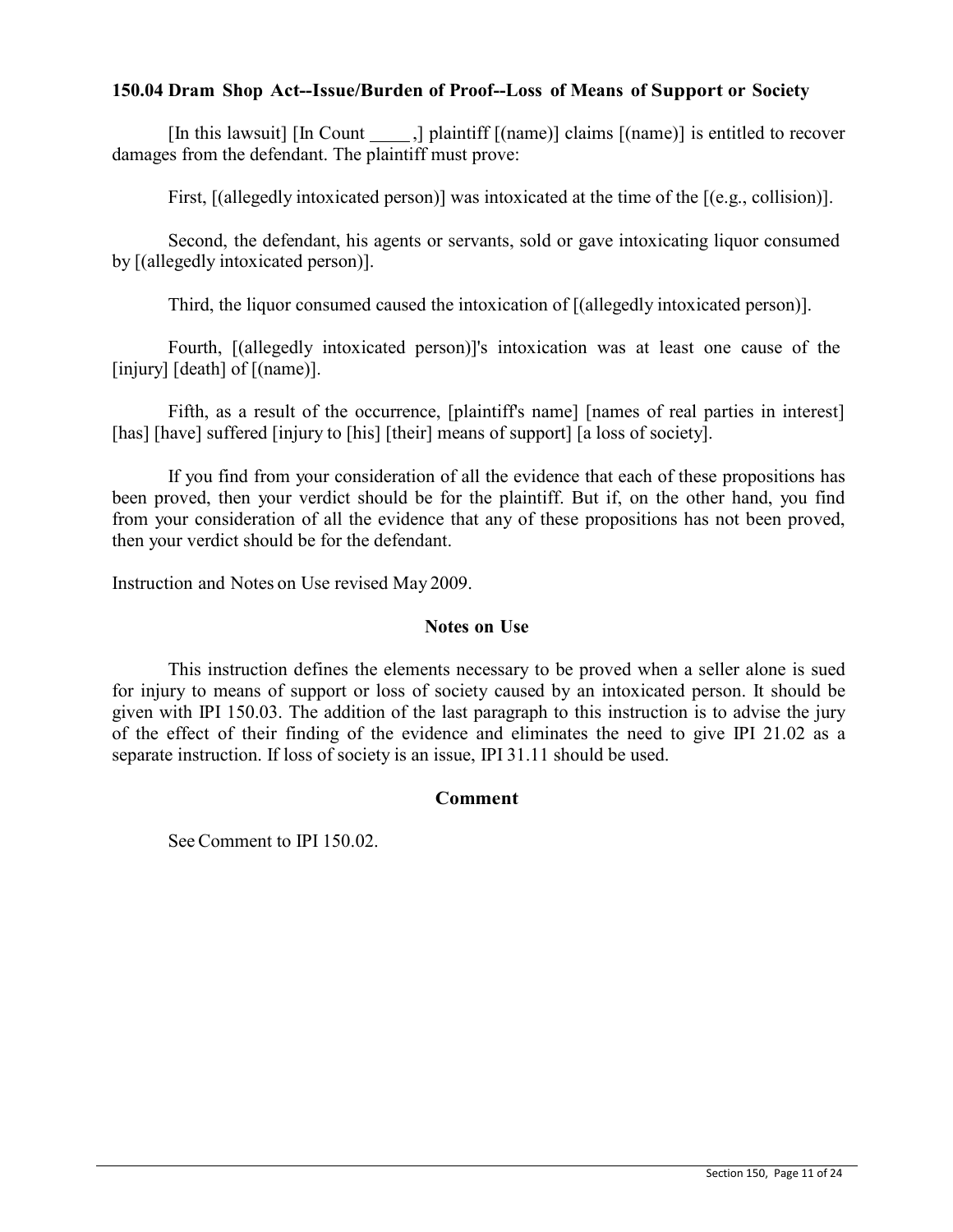**150.04 Dram Shop Act--Issue/Burden of Proof--Loss of Means of Support or Society**

[In this lawsuit] [In Count ____,] plaintiff [(name)] claims [(name)] is entitled to recover damages from the defendant. The plaintiff must prove:

First, [(allegedly intoxicated person)] was intoxicated at the time of the [(e.g., collision)].

Second, the defendant, his agents or servants, sold or gave intoxicating liquor consumed by [(allegedly intoxicated person)].

Third, the liquor consumed caused the intoxication of [(allegedly intoxicated person)].

Fourth, [(allegedly intoxicated person)]'s intoxication was at least one cause of the [injury] [death] of [(name)].

Fifth, as a result of the occurrence, [plaintiff's name] [names of real parties in interest] [has] [have] suffered [injury to [his] [their] means of support] [a loss of society].

If you find from your consideration of all the evidence that each of these propositions has been proved, then your verdict should be for the plaintiff. But if, on the other hand, you find from your consideration of all the evidence that any of these propositions has not been proved, then your verdict should be for the defendant.

Instruction and Notes on Use revised May 2009.

**Notes on Use**

This instruction defines the elements necessary to be proved when a seller alone is sued for injury to means of support or loss of society caused by an intoxicated person. It should be given with IPI 150.03. The addition of the last paragraph to this instruction is to advise the jury of the effect of their finding of the evidence and eliminates the need to give IPI 21.02 as a separate instruction. If loss of society is an issue, IPI 31.11 should be used.

**Comment**

See Comment to IPI 150.02.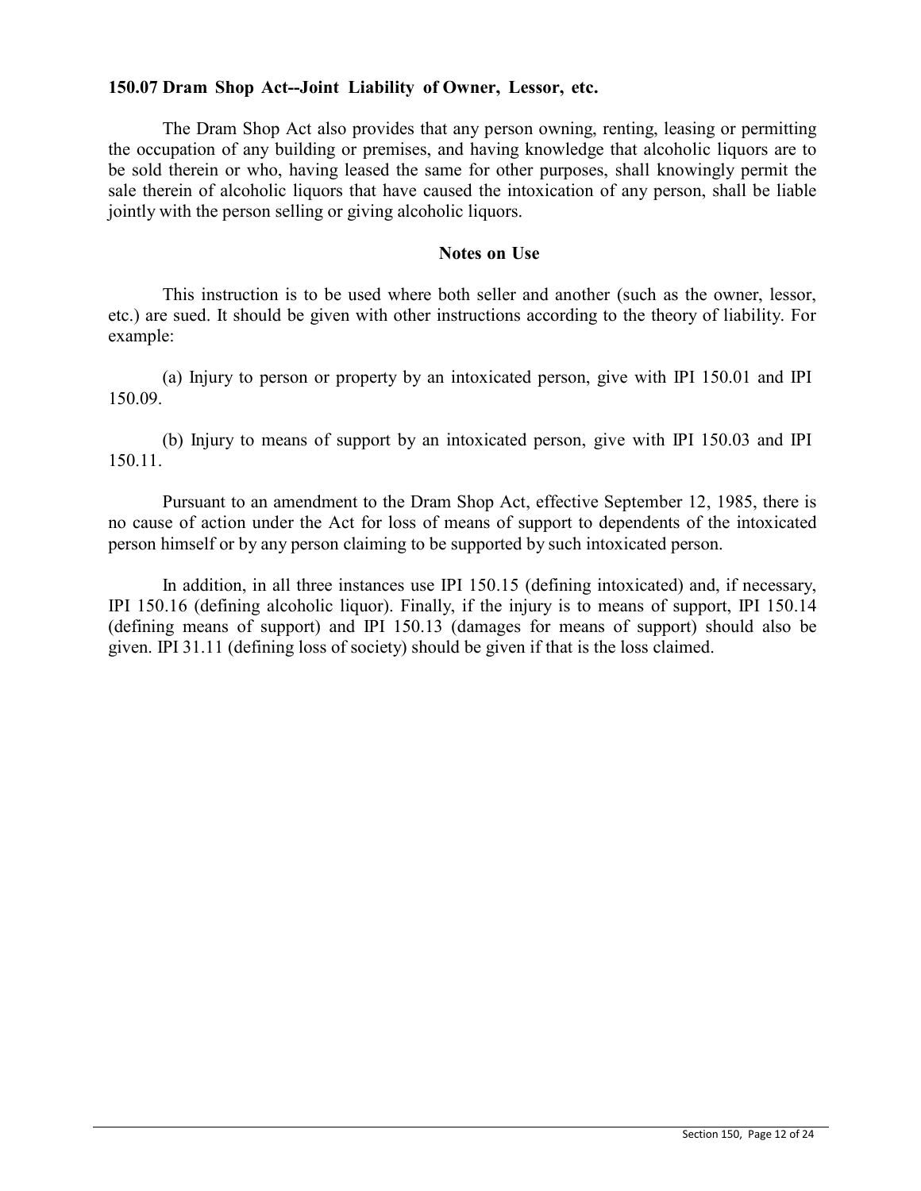**150.07 Dram Shop Act--Joint Liability of Owner, Lessor, etc.**

The Dram Shop Act also provides that any person owning, renting, leasing or permitting the occupation of any building or premises, and having knowledge that alcoholic liquors are to be sold therein or who, having leased the same for other purposes, shall knowingly permit the sale therein of alcoholic liquors that have caused the intoxication of any person, shall be liable jointly with the person selling or giving alcoholic liquors.

**Notes on Use**

This instruction is to be used where both seller and another (such as the owner, lessor, etc.) are sued. It should be given with other instructions according to the theory of liability. For example:

(a) Injury to person or property by an intoxicated person, give with IPI 150.01 and IPI 150.09.

(b) Injury to means of support by an intoxicated person, give with IPI 150.03 and IPI 150.11.

Pursuant to an amendment to the Dram Shop Act, effective September 12, 1985, there is no cause of action under the Act for loss of means of support to dependents of the intoxicated person himself or by any person claiming to be supported by such intoxicated person.

In addition, in all three instances use IPI 150.15 (defining intoxicated) and, if necessary, IPI 150.16 (defining alcoholic liquor). Finally, if the injury is to means of support, IPI 150.14 (defining means of support) and IPI 150.13 (damages for means of support) should also be given. IPI 31.11 (defining loss of society) should be given if that is the loss claimed.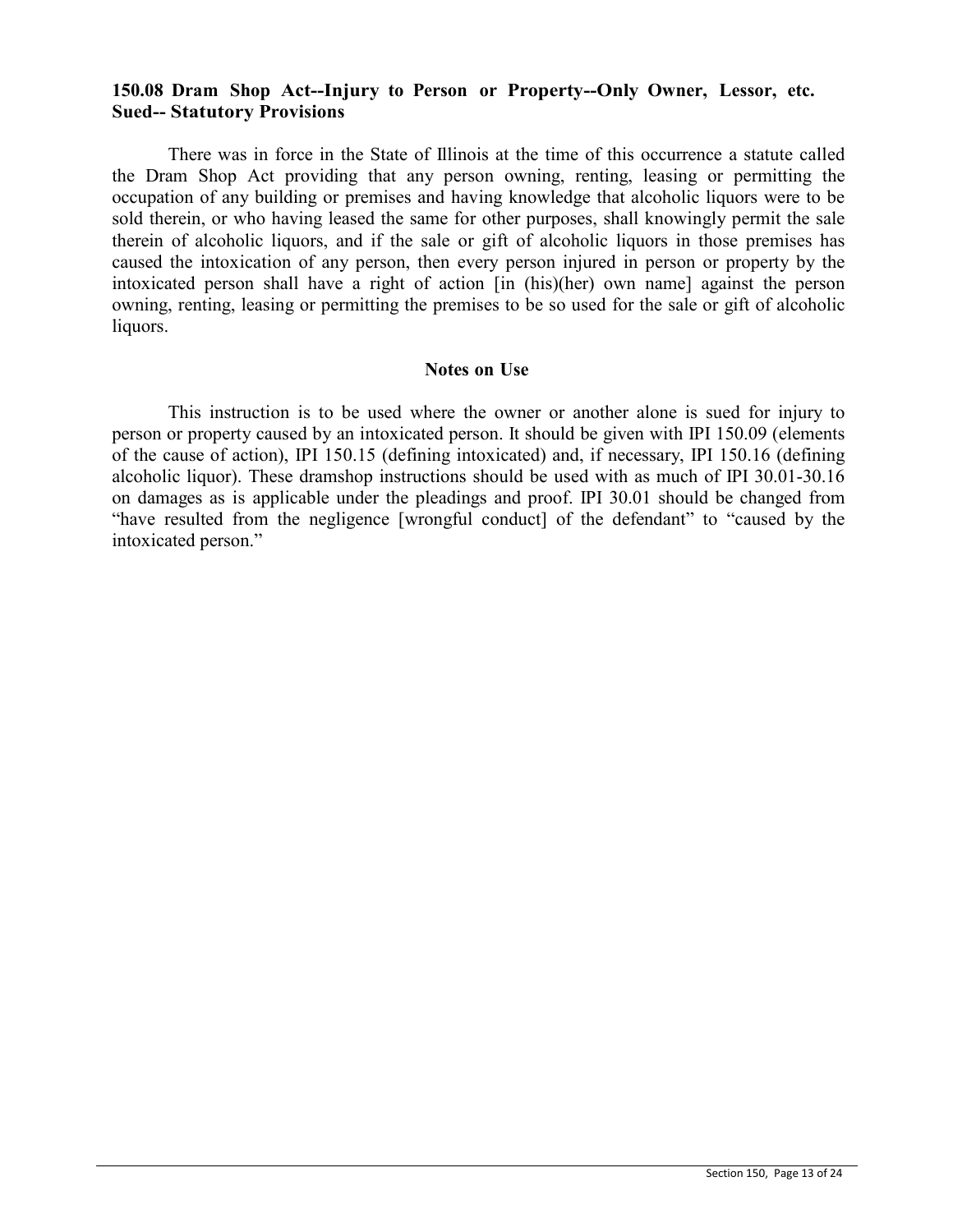**150.08 Dram Shop Act--Injury to Person or Property--Only Owner, Lessor, etc. Sued-- Statutory Provisions**

There was in force in the State of Illinois at the time of this occurrence a statute called the Dram Shop Act providing that any person owning, renting, leasing or permitting the occupation of any building or premises and having knowledge that alcoholic liquors were to be sold therein, or who having leased the same for other purposes, shall knowingly permit the sale therein of alcoholic liquors, and if the sale or gift of alcoholic liquors in those premises has caused the intoxication of any person, then every person injured in person or property by the intoxicated person shall have a right of action [in (his)(her) own name] against the person owning, renting, leasing or permitting the premises to be so used for the sale or gift of alcoholic liquors.

**Notes on Use**

This instruction is to be used where the owner or another alone is sued for injury to person or property caused by an intoxicated person. It should be given with IPI 150.09 (elements of the cause of action), IPI 150.15 (defining intoxicated) and, if necessary, IPI 150.16 (defining alcoholic liquor). These dramshop instructions should be used with as much of IPI 30.01-30.16 on damages as is applicable under the pleadings and proof. IPI 30.01 should be changed from "have resulted from the negligence [wrongful conduct] of the defendant" to "caused by the intoxicated person."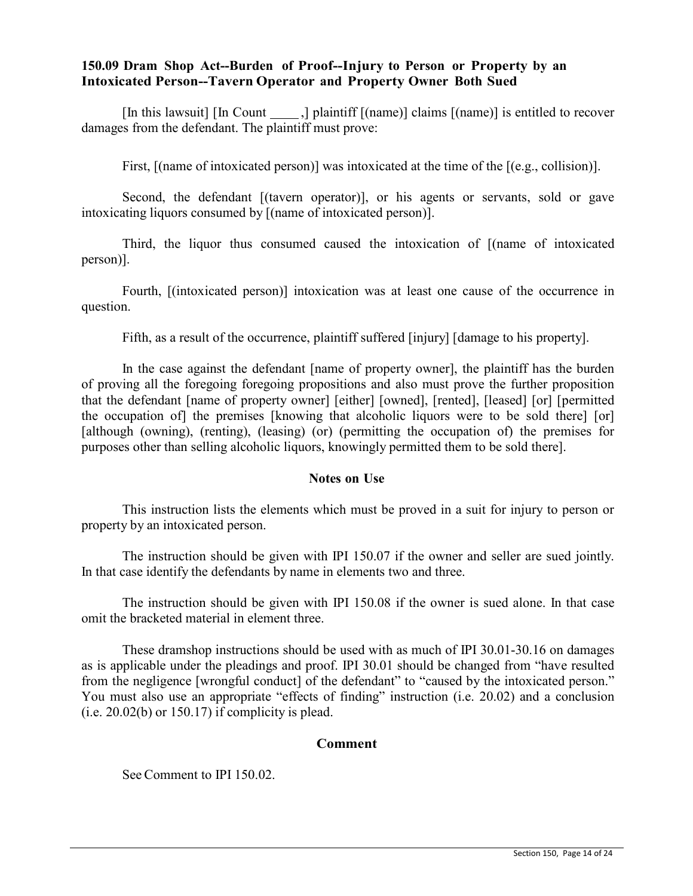**150.09 Dram Shop Act--Burden of Proof--Injury to Person or Property by an Intoxicated Person--Tavern Operator and Property Owner Both Sued**

[In this lawsuit] [In Count ____,] plaintiff [(name)] claims [(name)] is entitled to recover damages from the defendant. The plaintiff must prove:

First, [(name of intoxicated person)] was intoxicated at the time of the [(e.g., collision)].

Second, the defendant [(tavern operator)], or his agents or servants, sold or gave intoxicating liquors consumed by [(name of intoxicated person)].

Third, the liquor thus consumed caused the intoxication of [(name of intoxicated person)].

Fourth, [(intoxicated person)] intoxication was at least one cause of the occurrence in question.

Fifth, as a result of the occurrence, plaintiff suffered [injury] [damage to his property].

In the case against the defendant [name of property owner], the plaintiff has the burden of proving all the foregoing foregoing propositions and also must prove the further proposition that the defendant [name of property owner] [either] [owned], [rented], [leased] [or] [permitted the occupation of] the premises [knowing that alcoholic liquors were to be sold there] [or] [although (owning), (renting), (leasing) (or) (permitting the occupation of) the premises for purposes other than selling alcoholic liquors, knowingly permitted them to be sold there].

## Notes on Use

This instruction lists the elements which must be proved in a suit for injury to person or property by an intoxicated person.

The instruction should be given with IPI 150.07 if the owner and seller are sued jointly. In that case identify the defendants by name in elements two and three.

The instruction should be given with IPI 150.08 if the owner is sued alone. In that case omit the bracketed material in element three.

These dramshop instructions should be used with as much of IPI 30.01-30.16 on damages as is applicable under the pleadings and proof. IPI 30.01 should be changed from "have resulted from the negligence [wrongful conduct] of the defendant" to "caused by the intoxicated person." You must also use an appropriate "effects of finding" instruction (i.e. 20.02) and a conclusion (i.e. 20.02(b) or 150.17) if complicity is plead.

## Comment

See Comment to IPI 150.02.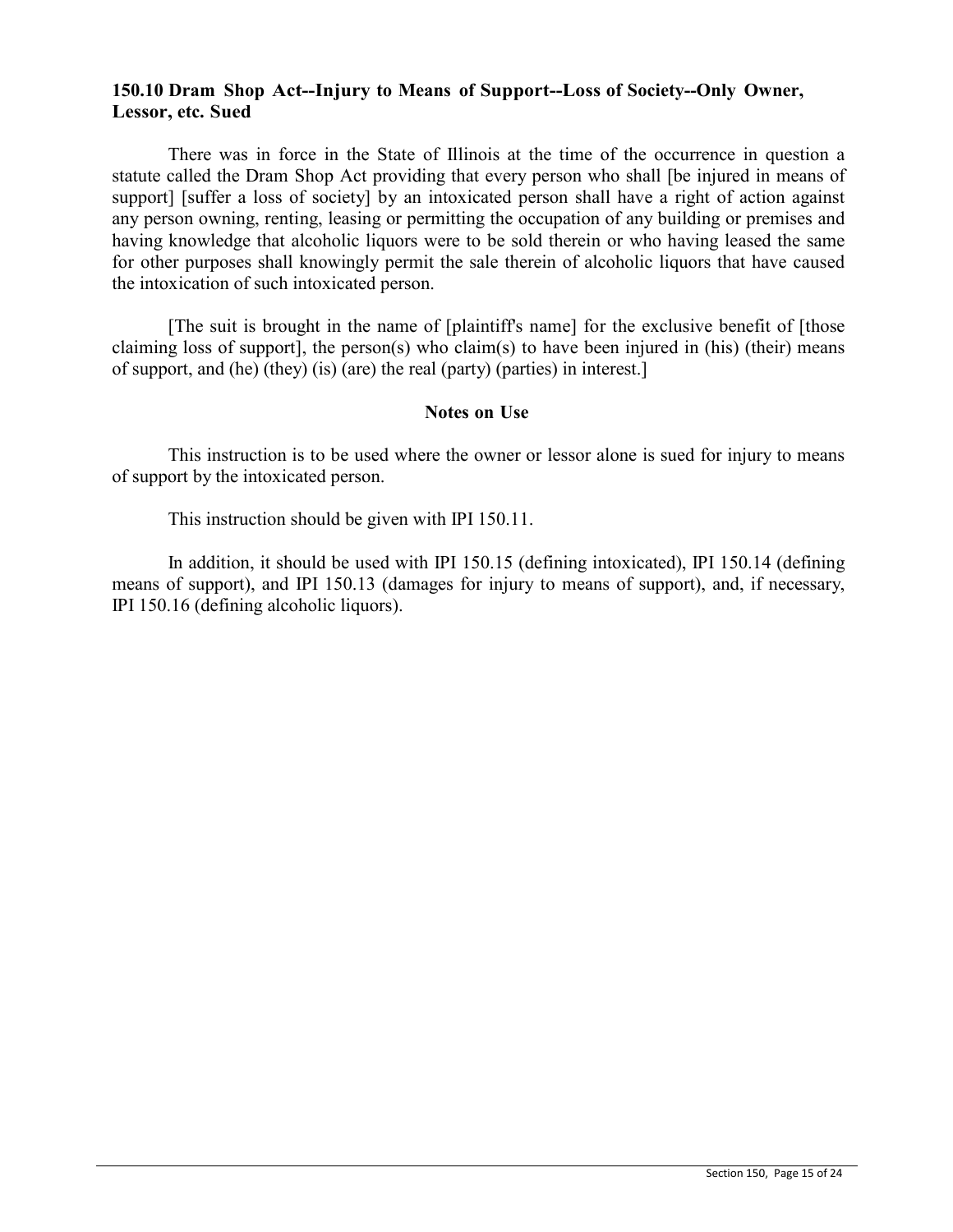**150.10 Dram Shop Act--Injury to Means of Support--Loss of Society--Only Owner, Lessor, etc. Sued**

There was in force in the State of Illinois at the time of the occurrence in question a statute called the Dram Shop Act providing that every person who shall [be injured in means of support] [suffer a loss of society] by an intoxicated person shall have a right of action against any person owning, renting, leasing or permitting the occupation of any building or premises and having knowledge that alcoholic liquors were to be sold therein or who having leased the same for other purposes shall knowingly permit the sale therein of alcoholic liquors that have caused the intoxication of such intoxicated person.

[The suit is brought in the name of [plaintiff's name] for the exclusive benefit of [those claiming loss of support], the person(s) who claim(s) to have been injured in (his) (their) means of support, and (he) (they) (is) (are) the real (party) (parties) in interest.]

**Notes on Use**

This instruction is to be used where the owner or lessor alone is sued for injury to means of support by the intoxicated person.

This instruction should be given with IPI 150.11.

In addition, it should be used with IPI 150.15 (defining intoxicated), IPI 150.14 (defining means of support), and IPI 150.13 (damages for injury to means of support), and, if necessary, IPI 150.16 (defining alcoholic liquors).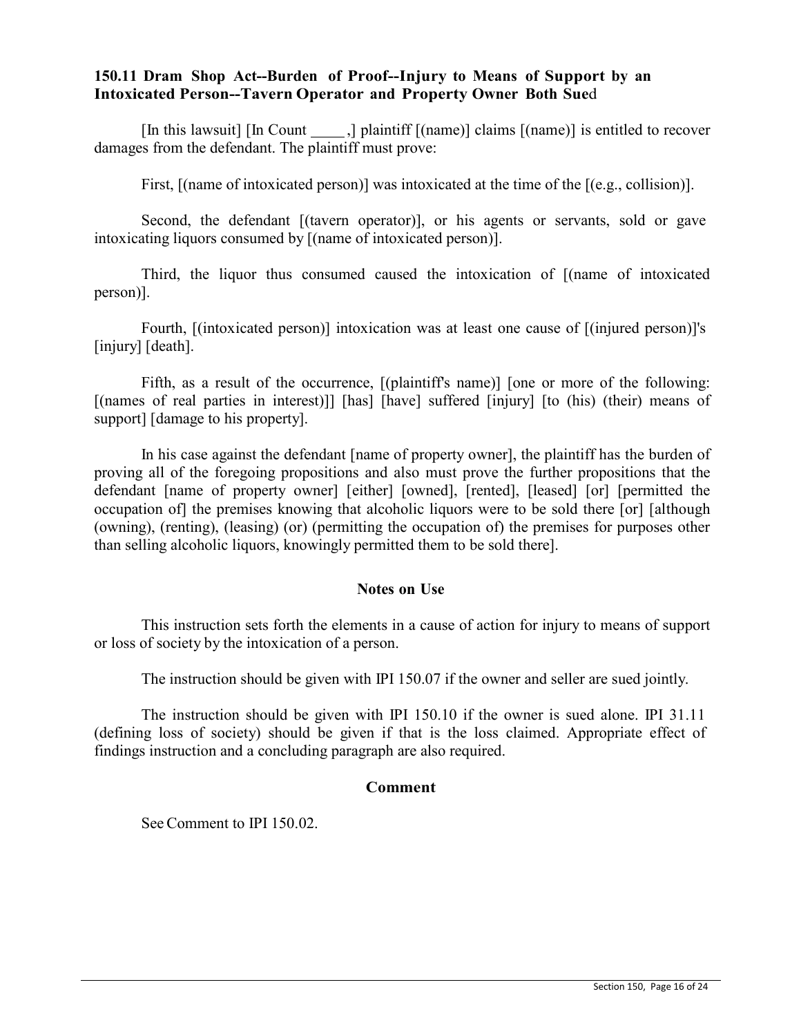**150.11 Dram Shop Act--Burden of Proof--Injury to Means of Support by an Intoxicated Person--Tavern Operator and Property Owner Both Sued**

[In this lawsuit] [In Count ____,] plaintiff [(name)] claims [(name)] is entitled to recover damages from the defendant. The plaintiff must prove:

First, [(name of intoxicated person)] was intoxicated at the time of the [(e.g., collision)].

Second, the defendant [(tavern operator)], or his agents or servants, sold or gave intoxicating liquors consumed by [(name of intoxicated person)].

Third, the liquor thus consumed caused the intoxication of [(name of intoxicated person)].

Fourth, [(intoxicated person)] intoxication was at least one cause of [(injured person)]'s [injury] [death].

Fifth, as a result of the occurrence, [(plaintiff's name)] [one or more of the following: [(names of real parties in interest)]] [has] [have] suffered [injury] [to (his) (their) means of support] [damage to his property].

In his case against the defendant [name of property owner], the plaintiff has the burden of proving all of the foregoing propositions and also must prove the further propositions that the defendant [name of property owner] [either] [owned], [rented], [leased] [or] [permitted the occupation of] the premises knowing that alcoholic liquors were to be sold there [or] [although (owning), (renting), (leasing) (or) (permitting the occupation of) the premises for purposes other than selling alcoholic liquors, knowingly permitted them to be sold there].

## Notes on Use

This instruction sets forth the elements in a cause of action for injury to means of support or loss of society by the intoxication of a person.

The instruction should be given with IPI 150.07 if the owner and seller are sued jointly.

The instruction should be given with IPI 150.10 if the owner is sued alone. IPI 31.11 (defining loss of society) should be given if that is the loss claimed. Appropriate effect of findings instruction and a concluding paragraph are also required.

## Comment

See Comment to IPI 150.02.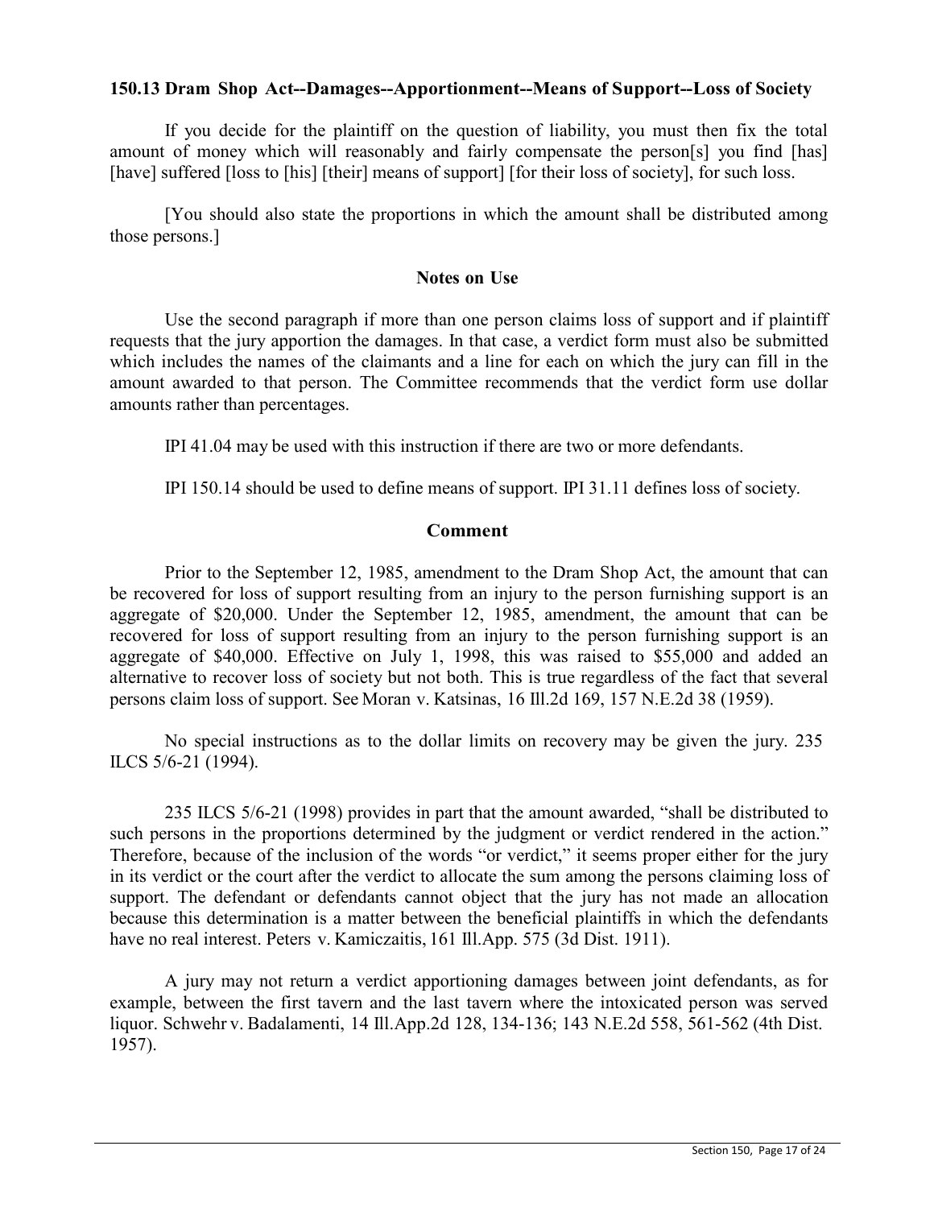### 150.13 Dram Shop Act--Damages--Apportionment--Means of Support--Loss of Society

If you decide for the plaintiff on the question of liability, you must then fix the total amount of money which will reasonably and fairly compensate the person[s] you find [has] [have] suffered [loss to [his] [their] means of support] [for their loss of society], for such loss.

[You should also state the proportions in which the amount shall be distributed among those persons.]

#### Notes on Use

Use the second paragraph if more than one person claims loss of support and if plaintiff requests that the jury apportion the damages. In that case, a verdict form must also be submitted which includes the names of the claimants and a line for each on which the jury can fill in the amount awarded to that person. The Committee recommends that the verdict form use dollar amounts rather than percentages.

IPI 41.04 may be used with this instruction if there are two or more defendants.

IPI 150.14 should be used to define means of support. IPI 31.11 defines loss of society.

#### Comment

Prior to the September 12, 1985, amendment to the Dram Shop Act, the amount that can be recovered for loss of support resulting from an injury to the person furnishing support is an aggregate of $20,000. Under the September 12, 1985, amendment, the amount that can be recovered for loss of support resulting from an injury to the person furnishing support is an aggregate of $40,000. Effective on July 1, 1998, this was raised to $55,000 and added an alternative to recover loss of society but not both. This is true regardless of the fact that several persons claim loss of support. See Moran v. Katsinas, 16 Ill.2d 169, 157 N.E.2d 38 (1959).

No special instructions as to the dollar limits on recovery may be given the jury. 235 ILCS 5/6-21 (1994).

235 ILCS 5/6-21 (1998) provides in part that the amount awarded, "shall be distributed to such persons in the proportions determined by the judgment or verdict rendered in the action." Therefore, because of the inclusion of the words "or verdict," it seems proper either for the jury in its verdict or the court after the verdict to allocate the sum among the persons claiming loss of support. The defendant or defendants cannot object that the jury has not made an allocation because this determination is a matter between the beneficial plaintiffs in which the defendants have no real interest. Peters v. Kamiczaitis, 161 Ill.App. 575 (3d Dist. 1911).

A jury may not return a verdict apportioning damages between joint defendants, as for example, between the first tavern and the last tavern where the intoxicated person was served liquor. Schwehr v. Badalamenti, 14 Ill.App.2d 128, 134-136; 143 N.E.2d 558, 561-562 (4th Dist. 1957).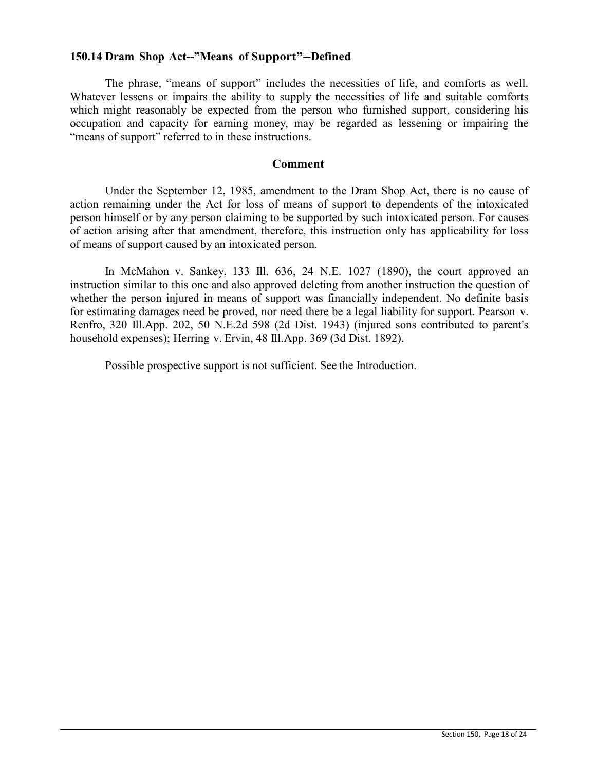### 150.14 Dram Shop Act--"Means of Support"--Defined

The phrase, "means of support" includes the necessities of life, and comforts as well. Whatever lessens or impairs the ability to supply the necessities of life and suitable comforts which might reasonably be expected from the person who furnished support, considering his occupation and capacity for earning money, may be regarded as lessening or impairing the "means of support" referred to in these instructions.

## Comment

Under the September 12, 1985, amendment to the Dram Shop Act, there is no cause of action remaining under the Act for loss of means of support to dependents of the intoxicated person himself or by any person claiming to be supported by such intoxicated person. For causes of action arising after that amendment, therefore, this instruction only has applicability for loss of means of support caused by an intoxicated person.

In McMahon v. Sankey, 133 Ill. 636, 24 N.E. 1027 (1890), the court approved an instruction similar to this one and also approved deleting from another instruction the question of whether the person injured in means of support was financially independent. No definite basis for estimating damages need be proved, nor need there be a legal liability for support. Pearson v. Renfro, 320 Ill.App. 202, 50 N.E.2d 598 (2d Dist. 1943) (injured sons contributed to parent's household expenses); Herring v. Ervin, 48 Ill.App. 369 (3d Dist. 1892).

Possible prospective support is not sufficient. See the Introduction.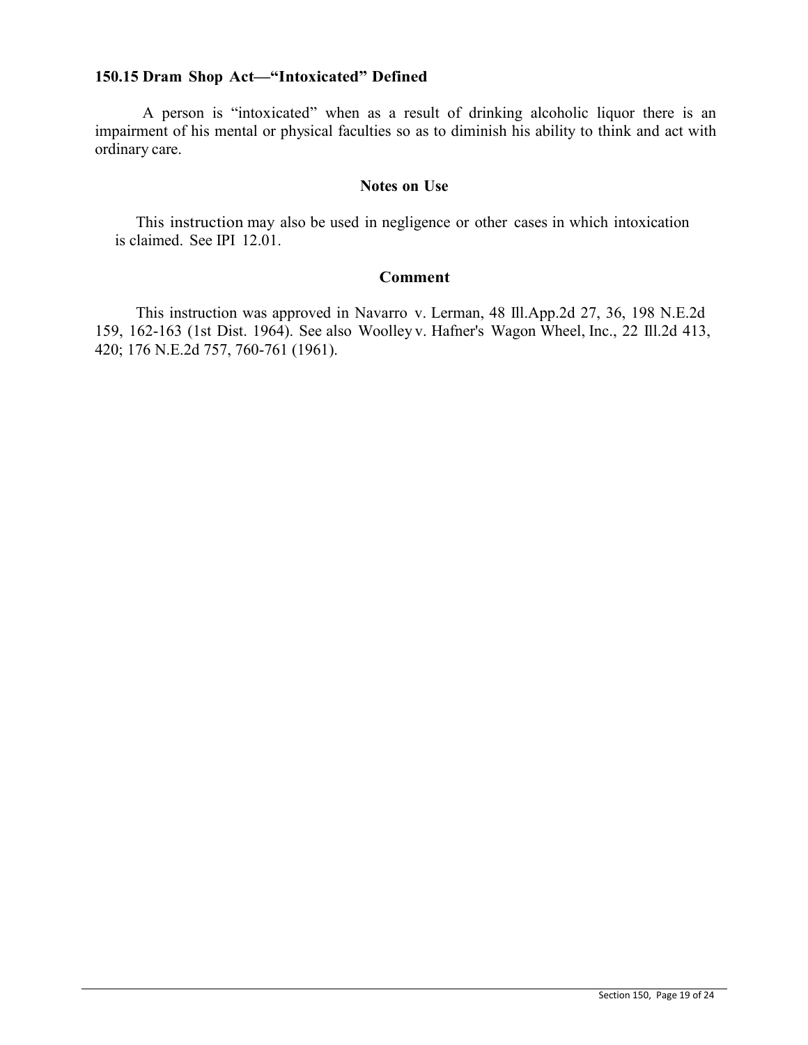**150.15 Dram Shop Act—"Intoxicated" Defined**

A person is "intoxicated" when as a result of drinking alcoholic liquor there is an impairment of his mental or physical faculties so as to diminish his ability to think and act with ordinary care.

**Notes on Use**

This instruction may also be used in negligence or other cases in which intoxication is claimed. See IPI 12.01.

**Comment**

This instruction was approved in Navarro v. Lerman, 48 Ill.App.2d 27, 36, 198 N.E.2d 159, 162-163 (1st Dist. 1964). See also Woolley v. Hafner's Wagon Wheel, Inc., 22 Ill.2d 413, 420; 176 N.E.2d 757, 760-761 (1961).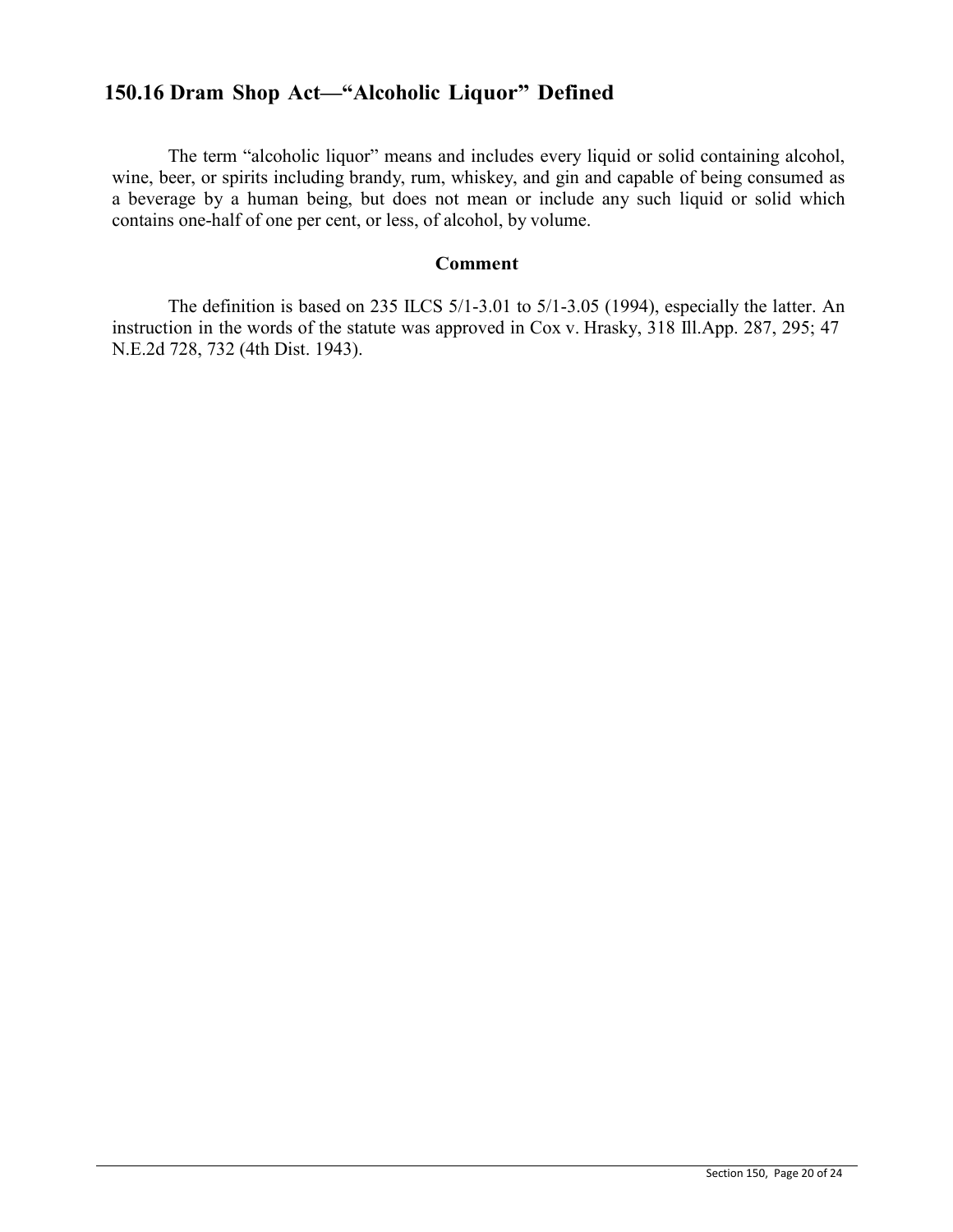## 150.16 Dram Shop Act—"Alcoholic Liquor" Defined

The term "alcoholic liquor" means and includes every liquid or solid containing alcohol, wine, beer, or spirits including brandy, rum, whiskey, and gin and capable of being consumed as a beverage by a human being, but does not mean or include any such liquid or solid which contains one-half of one per cent, or less, of alcohol, by volume.

**Comment**

The definition is based on 235 ILCS 5/1-3.01 to 5/1-3.05 (1994), especially the latter. An instruction in the words of the statute was approved in Cox v. Hrasky, 318 Ill.App. 287, 295; 47 N.E.2d 728, 732 (4th Dist. 1943).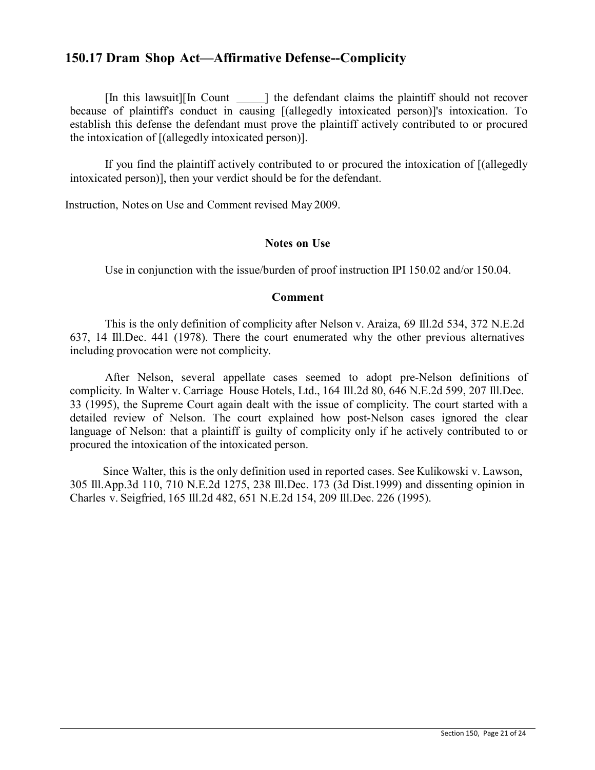## 150.17 Dram Shop Act—Affirmative Defense--Complicity

[In this lawsuit][In Count _____] the defendant claims the plaintiff should not recover because of plaintiff's conduct in causing [(allegedly intoxicated person)]'s intoxication. To establish this defense the defendant must prove the plaintiff actively contributed to or procured the intoxication of [(allegedly intoxicated person)].

If you find the plaintiff actively contributed to or procured the intoxication of [(allegedly intoxicated person)], then your verdict should be for the defendant.

Instruction, Notes on Use and Comment revised May 2009.

### Notes on Use

Use in conjunction with the issue/burden of proof instruction IPI 150.02 and/or 150.04.

### Comment

This is the only definition of complicity after Nelson v. Araiza, 69 Ill.2d 534, 372 N.E.2d 637, 14 Ill.Dec. 441 (1978). There the court enumerated why the other previous alternatives including provocation were not complicity.

After Nelson, several appellate cases seemed to adopt pre-Nelson definitions of complicity. In Walter v. Carriage House Hotels, Ltd., 164 Ill.2d 80, 646 N.E.2d 599, 207 Ill.Dec. 33 (1995), the Supreme Court again dealt with the issue of complicity. The court started with a detailed review of Nelson. The court explained how post-Nelson cases ignored the clear language of Nelson: that a plaintiff is guilty of complicity only if he actively contributed to or procured the intoxication of the intoxicated person.

Since Walter, this is the only definition used in reported cases. See Kulikowski v. Lawson, 305 Ill.App.3d 110, 710 N.E.2d 1275, 238 Ill.Dec. 173 (3d Dist.1999) and dissenting opinion in Charles v. Seigfried, 165 Ill.2d 482, 651 N.E.2d 154, 209 Ill.Dec. 226 (1995).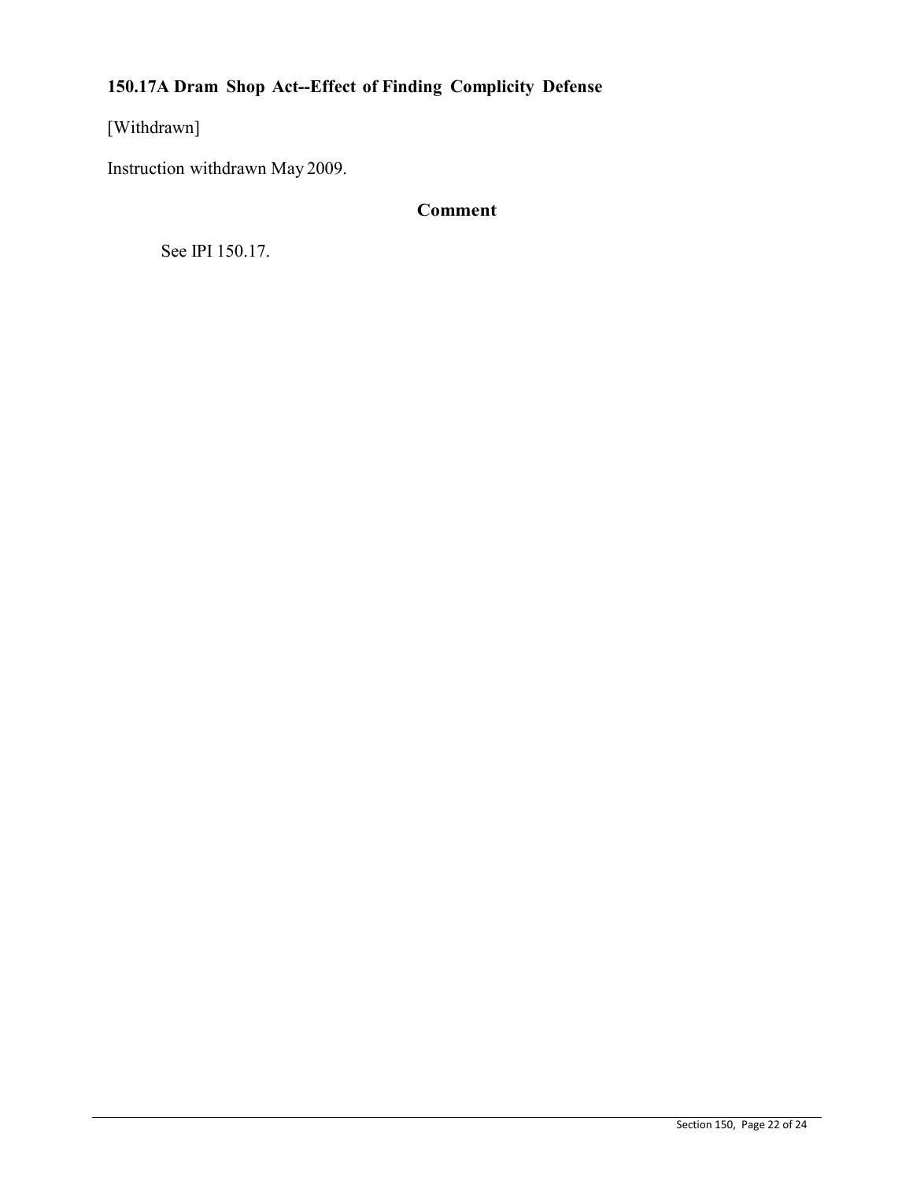**150.17A Dram Shop Act--Effect of Finding Complicity Defense**

[Withdrawn]

Instruction withdrawn May 2009.

## Comment

See IPI 150.17.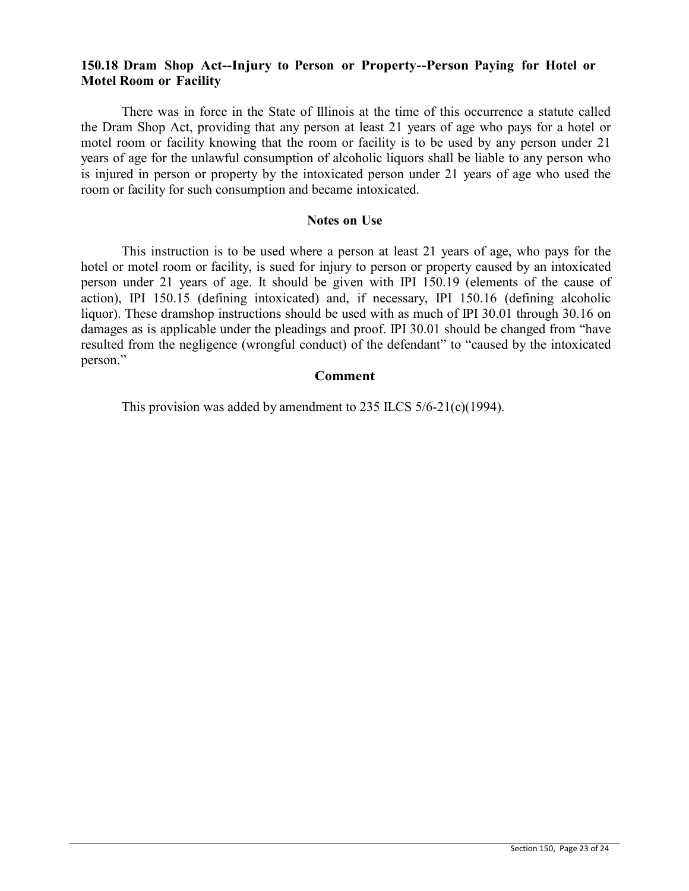### 150.18 Dram Shop Act--Injury to Person or Property--Person Paying for Hotel or Motel Room or Facility

There was in force in the State of Illinois at the time of this occurrence a statute called the Dram Shop Act, providing that any person at least 21 years of age who pays for a hotel or motel room or facility knowing that the room or facility is to be used by any person under 21 years of age for the unlawful consumption of alcoholic liquors shall be liable to any person who is injured in person or property by the intoxicated person under 21 years of age who used the room or facility for such consumption and became intoxicated.

#### Notes on Use

This instruction is to be used where a person at least 21 years of age, who pays for the hotel or motel room or facility, is sued for injury to person or property caused by an intoxicated person under 21 years of age. It should be given with IPI 150.19 (elements of the cause of action), IPI 150.15 (defining intoxicated) and, if necessary, IPI 150.16 (defining alcoholic liquor). These dramshop instructions should be used with as much of IPI 30.01 through 30.16 on damages as is applicable under the pleadings and proof. IPI 30.01 should be changed from "have resulted from the negligence (wrongful conduct) of the defendant" to "caused by the intoxicated person."

#### Comment

This provision was added by amendment to 235 ILCS 5/6-21(c)(1994).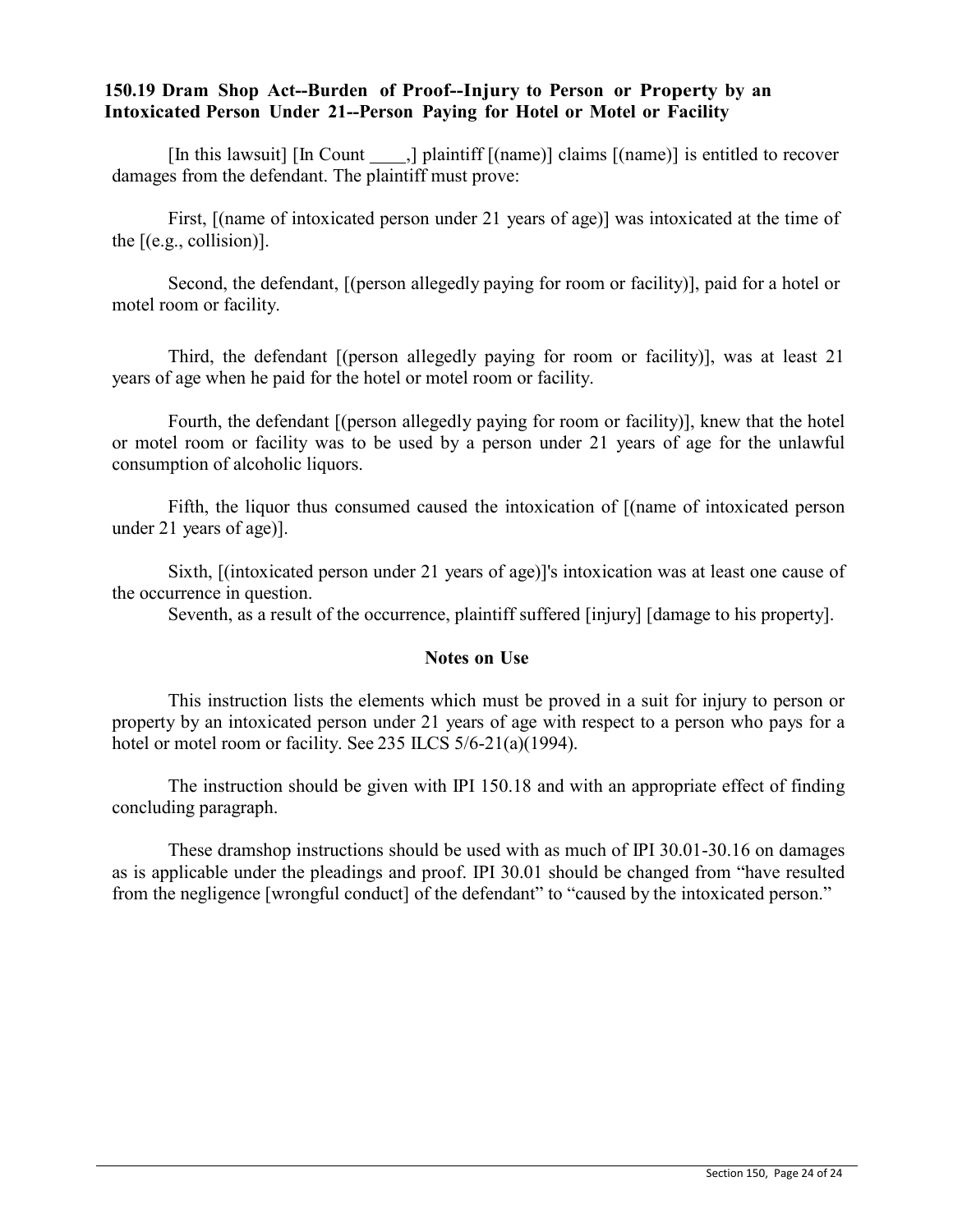**150.19 Dram Shop Act--Burden of Proof--Injury to Person or Property by an Intoxicated Person Under 21--Person Paying for Hotel or Motel or Facility**

[In this lawsuit] [In Count ____,] plaintiff [(name)] claims [(name)] is entitled to recover damages from the defendant. The plaintiff must prove:

First, [(name of intoxicated person under 21 years of age)] was intoxicated at the time of the [(e.g., collision)].

Second, the defendant, [(person allegedly paying for room or facility)], paid for a hotel or motel room or facility.

Third, the defendant [(person allegedly paying for room or facility)], was at least 21 years of age when he paid for the hotel or motel room or facility.

Fourth, the defendant [(person allegedly paying for room or facility)], knew that the hotel or motel room or facility was to be used by a person under 21 years of age for the unlawful consumption of alcoholic liquors.

Fifth, the liquor thus consumed caused the intoxication of [(name of intoxicated person under 21 years of age)].

Sixth, [(intoxicated person under 21 years of age)]'s intoxication was at least one cause of the occurrence in question.

Seventh, as a result of the occurrence, plaintiff suffered [injury] [damage to his property].

**Notes on Use**

This instruction lists the elements which must be proved in a suit for injury to person or property by an intoxicated person under 21 years of age with respect to a person who pays for a hotel or motel room or facility. See 235 ILCS 5/6-21(a)(1994).

The instruction should be given with IPI 150.18 and with an appropriate effect of finding concluding paragraph.

These dramshop instructions should be used with as much of IPI 30.01-30.16 on damages as is applicable under the pleadings and proof. IPI 30.01 should be changed from "have resulted from the negligence [wrongful conduct] of the defendant" to "caused by the intoxicated person."